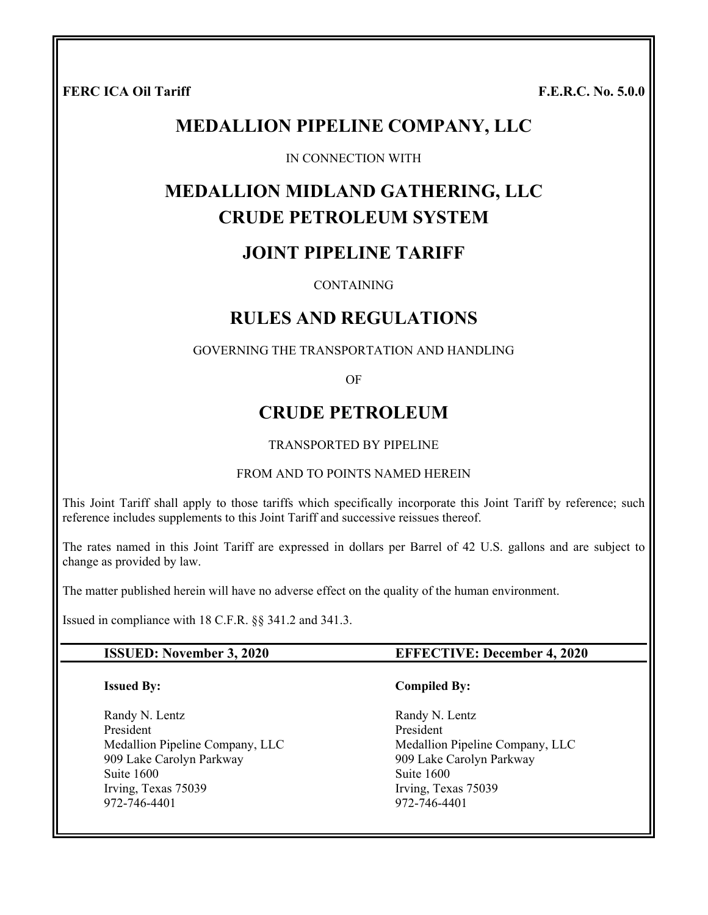**FERC ICA Oil Tariff** **F.E.R.C. No. 5.0.0**

# MEDALLION PIPELINE COMPANY, LLC

IN CONNECTION WITH

# MEDALLION MIDLAND GATHERING, LLC
# CRUDE PETROLEUM SYSTEM

## JOINT PIPELINE TARIFF

CONTAINING

# RULES AND REGULATIONS

GOVERNING THE TRANSPORTATION AND HANDLING

OF

# CRUDE PETROLEUM

TRANSPORTED BY PIPELINE

FROM AND TO POINTS NAMED HEREIN

This Joint Tariff shall apply to those tariffs which specifically incorporate this Joint Tariff by reference; such reference includes supplements to this Joint Tariff and successive reissues thereof.

The rates named in this Joint Tariff are expressed in dollars per Barrel of 42 U.S. gallons and are subject to change as provided by law.

The matter published herein will have no adverse effect on the quality of the human environment.

Issued in compliance with 18 C.F.R. §§ 341.2 and 341.3.

**ISSUED: November 3, 2020** **EFFECTIVE: December 4, 2020**

**Issued By:**

Randy N. Lentz
President
Medallion Pipeline Company, LLC
909 Lake Carolyn Parkway
Suite 1600
Irving, Texas 75039
972-746-4401

**Compiled By:**

Randy N. Lentz
President
Medallion Pipeline Company, LLC
909 Lake Carolyn Parkway
Suite 1600
Irving, Texas 75039
972-746-4401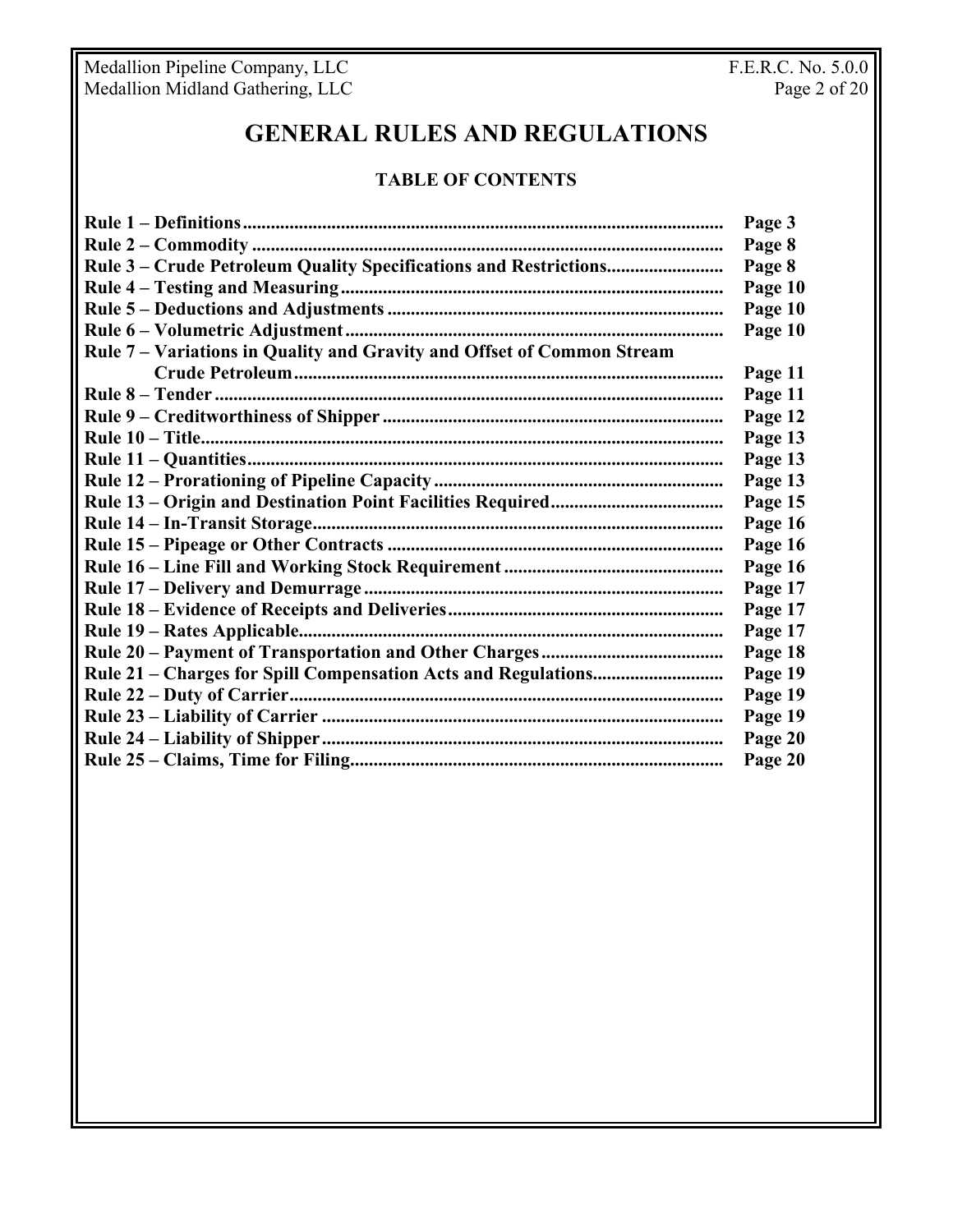# GENERAL RULES AND REGULATIONS

## TABLE OF CONTENTS

| | |
|---|---|
| **Rule 1 – Definitions** | **Page 3** |
| **Rule 2 – Commodity** | **Page 8** |
| **Rule 3 – Crude Petroleum Quality Specifications and Restrictions** | **Page 8** |
| **Rule 4 – Testing and Measuring** | **Page 10** |
| **Rule 5 – Deductions and Adjustments** | **Page 10** |
| **Rule 6 – Volumetric Adjustment** | **Page 10** |
| **Rule 7 – Variations in Quality and Gravity and Offset of Common Stream Crude Petroleum** | **Page 11** |
| **Rule 8 – Tender** | **Page 11** |
| **Rule 9 – Creditworthiness of Shipper** | **Page 12** |
| **Rule 10 – Title** | **Page 13** |
| **Rule 11 – Quantities** | **Page 13** |
| **Rule 12 – Prorationing of Pipeline Capacity** | **Page 13** |
| **Rule 13 – Origin and Destination Point Facilities Required** | **Page 15** |
| **Rule 14 – In-Transit Storage** | **Page 16** |
| **Rule 15 – Pipeage or Other Contracts** | **Page 16** |
| **Rule 16 – Line Fill and Working Stock Requirement** | **Page 16** |
| **Rule 17 – Delivery and Demurrage** | **Page 17** |
| **Rule 18 – Evidence of Receipts and Deliveries** | **Page 17** |
| **Rule 19 – Rates Applicable** | **Page 17** |
| **Rule 20 – Payment of Transportation and Other Charges** | **Page 18** |
| **Rule 21 – Charges for Spill Compensation Acts and Regulations** | **Page 19** |
| **Rule 22 – Duty of Carrier** | **Page 19** |
| **Rule 23 – Liability of Carrier** | **Page 19** |
| **Rule 24 – Liability of Shipper** | **Page 20** |
| **Rule 25 – Claims, Time for Filing** | **Page 20** |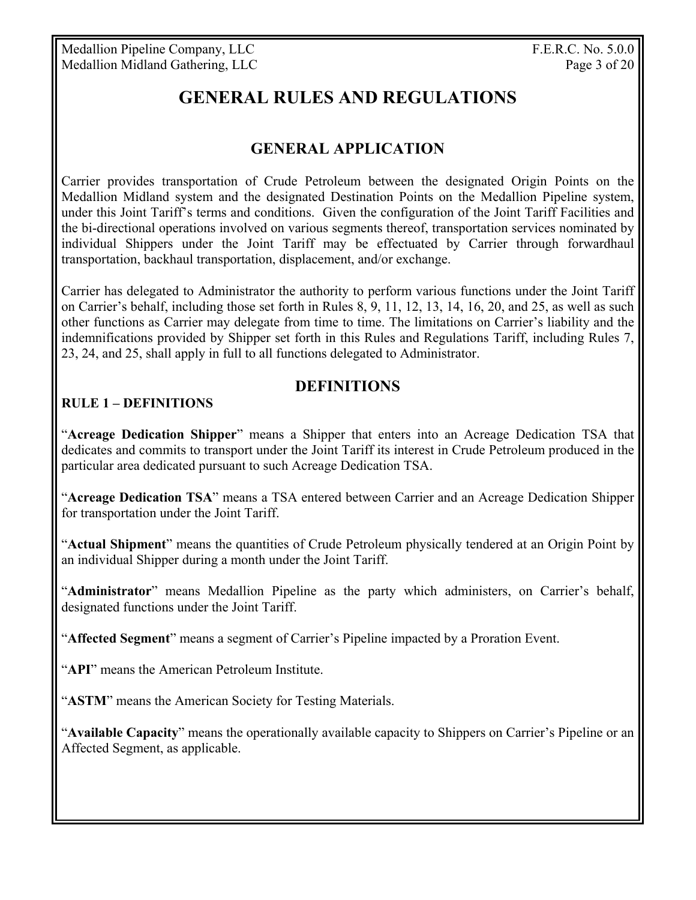# GENERAL RULES AND REGULATIONS

## GENERAL APPLICATION

Carrier provides transportation of Crude Petroleum between the designated Origin Points on the Medallion Midland system and the designated Destination Points on the Medallion Pipeline system, under this Joint Tariff's terms and conditions. Given the configuration of the Joint Tariff Facilities and the bi-directional operations involved on various segments thereof, transportation services nominated by individual Shippers under the Joint Tariff may be effectuated by Carrier through forwardhaul transportation, backhaul transportation, displacement, and/or exchange.

Carrier has delegated to Administrator the authority to perform various functions under the Joint Tariff on Carrier's behalf, including those set forth in Rules 8, 9, 11, 12, 13, 14, 16, 20, and 25, as well as such other functions as Carrier may delegate from time to time. The limitations on Carrier's liability and the indemnifications provided by Shipper set forth in this Rules and Regulations Tariff, including Rules 7, 23, 24, and 25, shall apply in full to all functions delegated to Administrator.

## DEFINITIONS

### RULE 1 – DEFINITIONS

"**Acreage Dedication Shipper**" means a Shipper that enters into an Acreage Dedication TSA that dedicates and commits to transport under the Joint Tariff its interest in Crude Petroleum produced in the particular area dedicated pursuant to such Acreage Dedication TSA.

"**Acreage Dedication TSA**" means a TSA entered between Carrier and an Acreage Dedication Shipper for transportation under the Joint Tariff.

"**Actual Shipment**" means the quantities of Crude Petroleum physically tendered at an Origin Point by an individual Shipper during a month under the Joint Tariff.

"**Administrator**" means Medallion Pipeline as the party which administers, on Carrier's behalf, designated functions under the Joint Tariff.

"**Affected Segment**" means a segment of Carrier's Pipeline impacted by a Proration Event.

"**API**" means the American Petroleum Institute.

"**ASTM**" means the American Society for Testing Materials.

"**Available Capacity**" means the operationally available capacity to Shippers on Carrier's Pipeline or an Affected Segment, as applicable.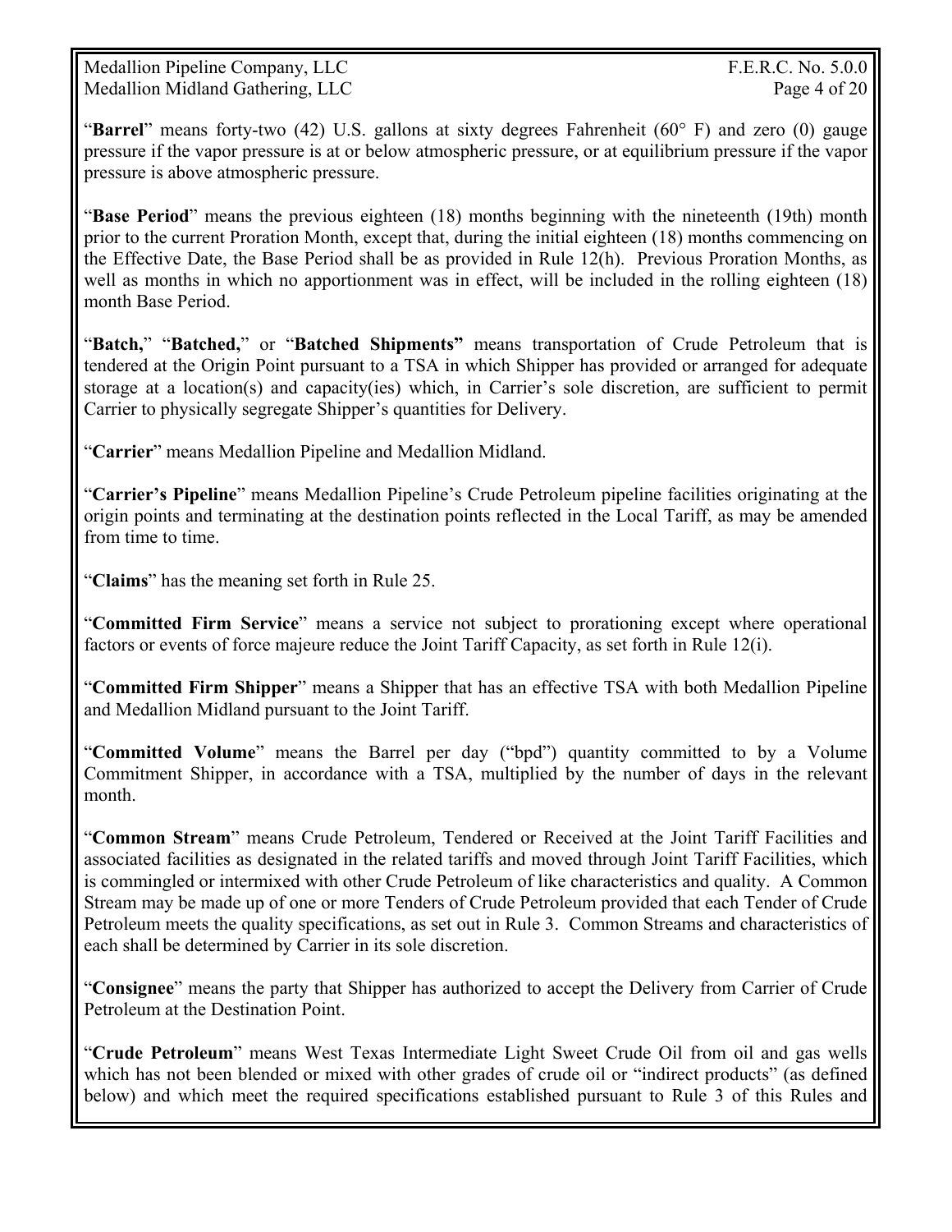"**Barrel**" means forty-two (42) U.S. gallons at sixty degrees Fahrenheit (60° F) and zero (0) gauge pressure if the vapor pressure is at or below atmospheric pressure, or at equilibrium pressure if the vapor pressure is above atmospheric pressure.

"**Base Period**" means the previous eighteen (18) months beginning with the nineteenth (19th) month prior to the current Proration Month, except that, during the initial eighteen (18) months commencing on the Effective Date, the Base Period shall be as provided in Rule 12(h). Previous Proration Months, as well as months in which no apportionment was in effect, will be included in the rolling eighteen (18) month Base Period.

"**Batch,**" "**Batched,**" or "**Batched Shipments**" means transportation of Crude Petroleum that is tendered at the Origin Point pursuant to a TSA in which Shipper has provided or arranged for adequate storage at a location(s) and capacity(ies) which, in Carrier's sole discretion, are sufficient to permit Carrier to physically segregate Shipper's quantities for Delivery.

"**Carrier**" means Medallion Pipeline and Medallion Midland.

"**Carrier's Pipeline**" means Medallion Pipeline's Crude Petroleum pipeline facilities originating at the origin points and terminating at the destination points reflected in the Local Tariff, as may be amended from time to time.

"**Claims**" has the meaning set forth in Rule 25.

"**Committed Firm Service**" means a service not subject to prorationing except where operational factors or events of force majeure reduce the Joint Tariff Capacity, as set forth in Rule 12(i).

"**Committed Firm Shipper**" means a Shipper that has an effective TSA with both Medallion Pipeline and Medallion Midland pursuant to the Joint Tariff.

"**Committed Volume**" means the Barrel per day ("bpd") quantity committed to by a Volume Commitment Shipper, in accordance with a TSA, multiplied by the number of days in the relevant month.

"**Common Stream**" means Crude Petroleum, Tendered or Received at the Joint Tariff Facilities and associated facilities as designated in the related tariffs and moved through Joint Tariff Facilities, which is commingled or intermixed with other Crude Petroleum of like characteristics and quality. A Common Stream may be made up of one or more Tenders of Crude Petroleum provided that each Tender of Crude Petroleum meets the quality specifications, as set out in Rule 3. Common Streams and characteristics of each shall be determined by Carrier in its sole discretion.

"**Consignee**" means the party that Shipper has authorized to accept the Delivery from Carrier of Crude Petroleum at the Destination Point.

"**Crude Petroleum**" means West Texas Intermediate Light Sweet Crude Oil from oil and gas wells which has not been blended or mixed with other grades of crude oil or "indirect products" (as defined below) and which meet the required specifications established pursuant to Rule 3 of this Rules and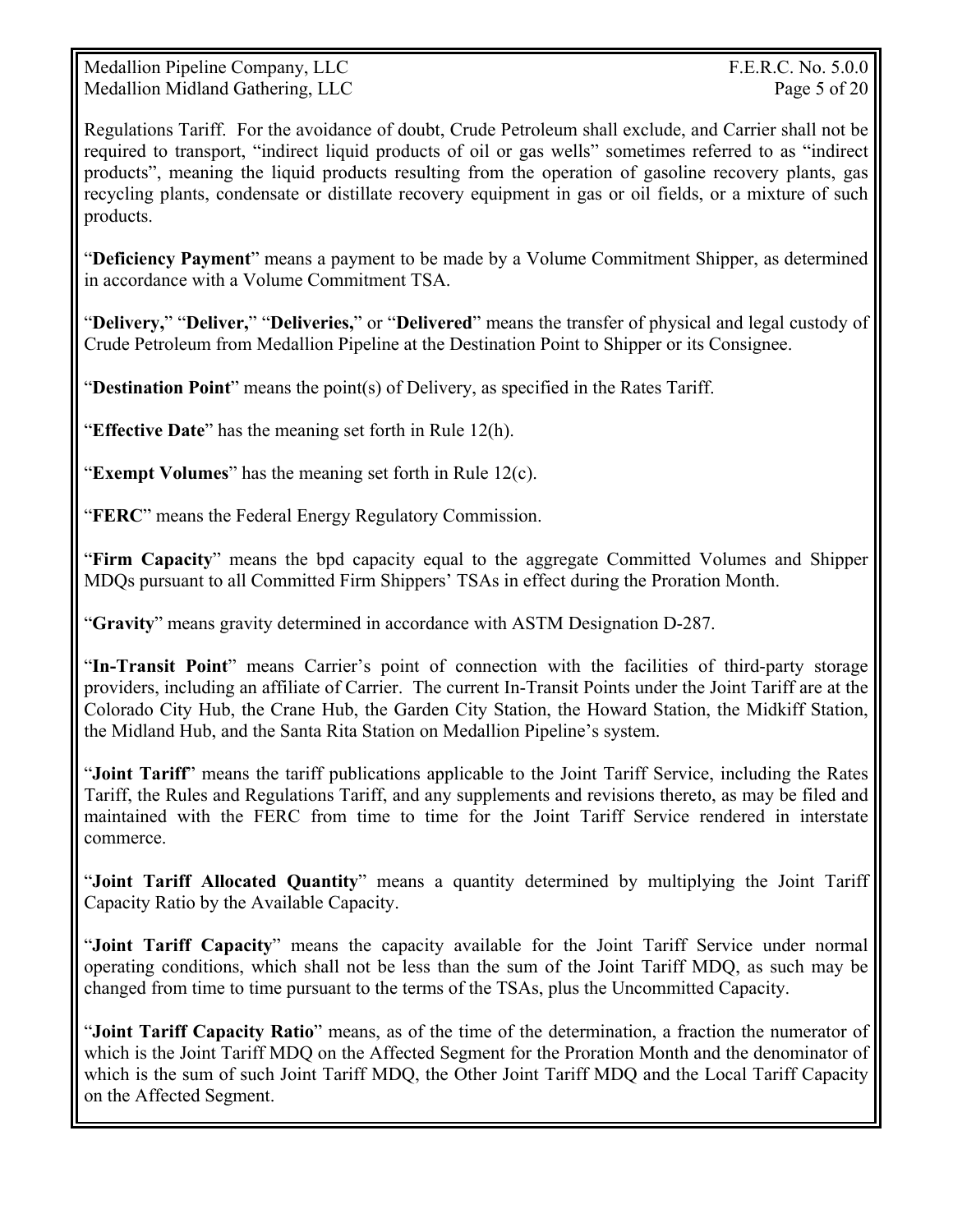Regulations Tariff. For the avoidance of doubt, Crude Petroleum shall exclude, and Carrier shall not be required to transport, "indirect liquid products of oil or gas wells" sometimes referred to as "indirect products", meaning the liquid products resulting from the operation of gasoline recovery plants, gas recycling plants, condensate or distillate recovery equipment in gas or oil fields, or a mixture of such products.

"**Deficiency Payment**" means a payment to be made by a Volume Commitment Shipper, as determined in accordance with a Volume Commitment TSA.

"**Delivery,**" "**Deliver,**" "**Deliveries,**" or "**Delivered**" means the transfer of physical and legal custody of Crude Petroleum from Medallion Pipeline at the Destination Point to Shipper or its Consignee.

"**Destination Point**" means the point(s) of Delivery, as specified in the Rates Tariff.

"**Effective Date**" has the meaning set forth in Rule 12(h).

"**Exempt Volumes**" has the meaning set forth in Rule 12(c).

"**FERC**" means the Federal Energy Regulatory Commission.

"**Firm Capacity**" means the bpd capacity equal to the aggregate Committed Volumes and Shipper MDQs pursuant to all Committed Firm Shippers' TSAs in effect during the Proration Month.

"**Gravity**" means gravity determined in accordance with ASTM Designation D-287.

"**In-Transit Point**" means Carrier's point of connection with the facilities of third-party storage providers, including an affiliate of Carrier. The current In-Transit Points under the Joint Tariff are at the Colorado City Hub, the Crane Hub, the Garden City Station, the Howard Station, the Midkiff Station, the Midland Hub, and the Santa Rita Station on Medallion Pipeline's system.

"**Joint Tariff**" means the tariff publications applicable to the Joint Tariff Service, including the Rates Tariff, the Rules and Regulations Tariff, and any supplements and revisions thereto, as may be filed and maintained with the FERC from time to time for the Joint Tariff Service rendered in interstate commerce.

"**Joint Tariff Allocated Quantity**" means a quantity determined by multiplying the Joint Tariff Capacity Ratio by the Available Capacity.

"**Joint Tariff Capacity**" means the capacity available for the Joint Tariff Service under normal operating conditions, which shall not be less than the sum of the Joint Tariff MDQ, as such may be changed from time to time pursuant to the terms of the TSAs, plus the Uncommitted Capacity.

"**Joint Tariff Capacity Ratio**" means, as of the time of the determination, a fraction the numerator of which is the Joint Tariff MDQ on the Affected Segment for the Proration Month and the denominator of which is the sum of such Joint Tariff MDQ, the Other Joint Tariff MDQ and the Local Tariff Capacity on the Affected Segment.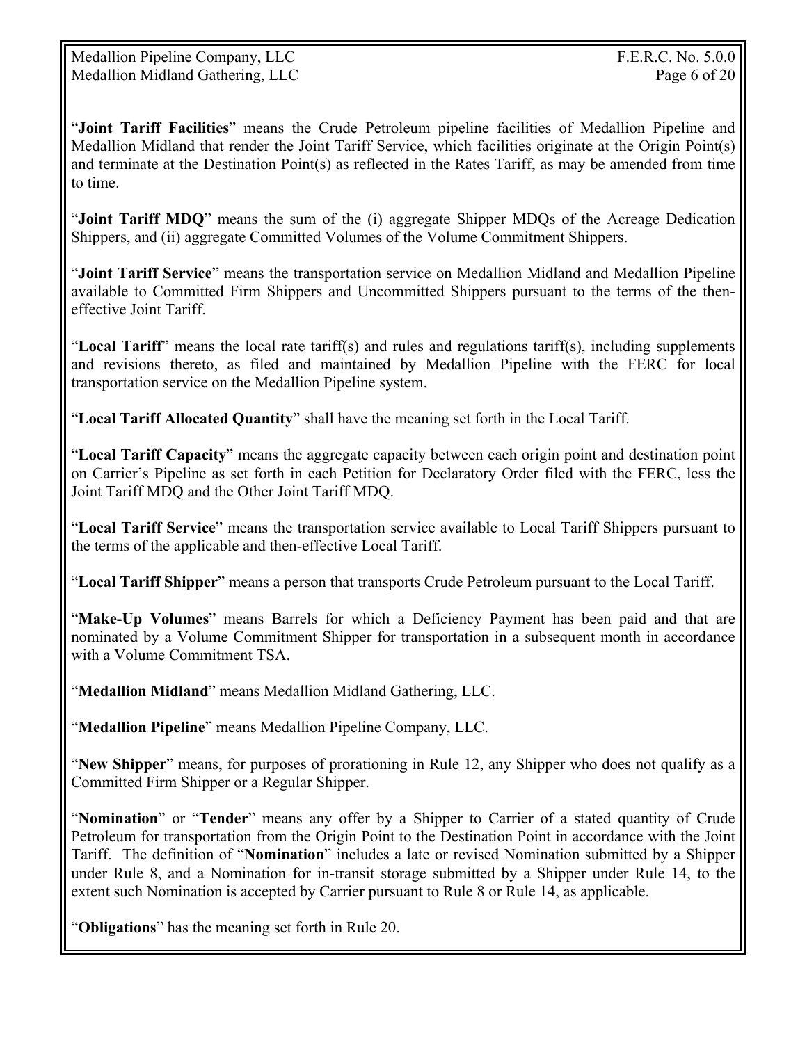"**Joint Tariff Facilities**" means the Crude Petroleum pipeline facilities of Medallion Pipeline and Medallion Midland that render the Joint Tariff Service, which facilities originate at the Origin Point(s) and terminate at the Destination Point(s) as reflected in the Rates Tariff, as may be amended from time to time.

"**Joint Tariff MDQ**" means the sum of the (i) aggregate Shipper MDQs of the Acreage Dedication Shippers, and (ii) aggregate Committed Volumes of the Volume Commitment Shippers.

"**Joint Tariff Service**" means the transportation service on Medallion Midland and Medallion Pipeline available to Committed Firm Shippers and Uncommitted Shippers pursuant to the terms of the then-effective Joint Tariff.

"**Local Tariff**" means the local rate tariff(s) and rules and regulations tariff(s), including supplements and revisions thereto, as filed and maintained by Medallion Pipeline with the FERC for local transportation service on the Medallion Pipeline system.

"**Local Tariff Allocated Quantity**" shall have the meaning set forth in the Local Tariff.

"**Local Tariff Capacity**" means the aggregate capacity between each origin point and destination point on Carrier's Pipeline as set forth in each Petition for Declaratory Order filed with the FERC, less the Joint Tariff MDQ and the Other Joint Tariff MDQ.

"**Local Tariff Service**" means the transportation service available to Local Tariff Shippers pursuant to the terms of the applicable and then-effective Local Tariff.

"**Local Tariff Shipper**" means a person that transports Crude Petroleum pursuant to the Local Tariff.

"**Make-Up Volumes**" means Barrels for which a Deficiency Payment has been paid and that are nominated by a Volume Commitment Shipper for transportation in a subsequent month in accordance with a Volume Commitment TSA.

"**Medallion Midland**" means Medallion Midland Gathering, LLC.

"**Medallion Pipeline**" means Medallion Pipeline Company, LLC.

"**New Shipper**" means, for purposes of prorationing in Rule 12, any Shipper who does not qualify as a Committed Firm Shipper or a Regular Shipper.

"**Nomination**" or "**Tender**" means any offer by a Shipper to Carrier of a stated quantity of Crude Petroleum for transportation from the Origin Point to the Destination Point in accordance with the Joint Tariff. The definition of "**Nomination**" includes a late or revised Nomination submitted by a Shipper under Rule 8, and a Nomination for in-transit storage submitted by a Shipper under Rule 14, to the extent such Nomination is accepted by Carrier pursuant to Rule 8 or Rule 14, as applicable.

"**Obligations**" has the meaning set forth in Rule 20.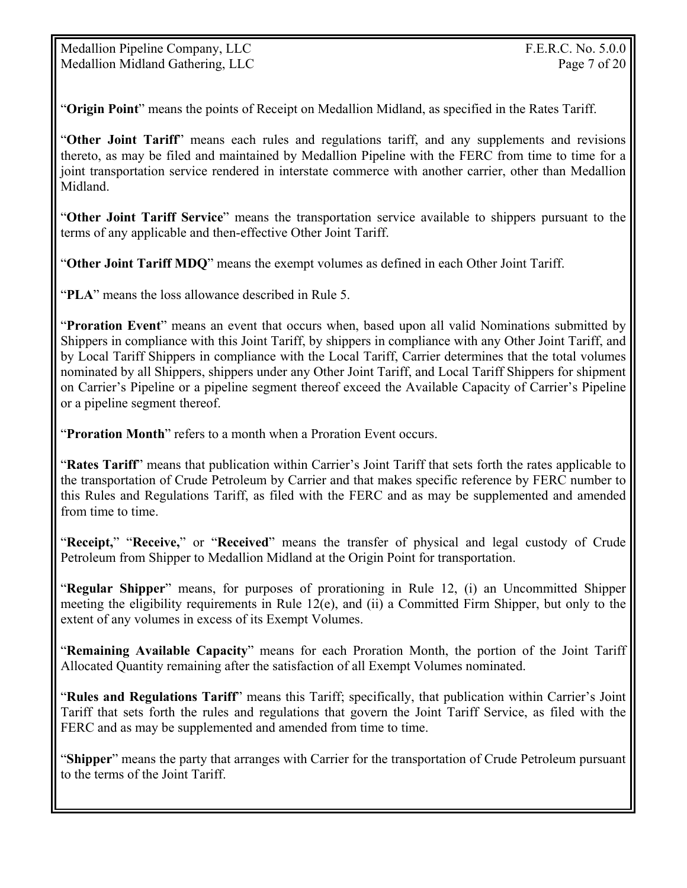"**Origin Point**" means the points of Receipt on Medallion Midland, as specified in the Rates Tariff.

"**Other Joint Tariff**" means each rules and regulations tariff, and any supplements and revisions thereto, as may be filed and maintained by Medallion Pipeline with the FERC from time to time for a joint transportation service rendered in interstate commerce with another carrier, other than Medallion Midland.

"**Other Joint Tariff Service**" means the transportation service available to shippers pursuant to the terms of any applicable and then-effective Other Joint Tariff.

"**Other Joint Tariff MDQ**" means the exempt volumes as defined in each Other Joint Tariff.

"**PLA**" means the loss allowance described in Rule 5.

"**Proration Event**" means an event that occurs when, based upon all valid Nominations submitted by Shippers in compliance with this Joint Tariff, by shippers in compliance with any Other Joint Tariff, and by Local Tariff Shippers in compliance with the Local Tariff, Carrier determines that the total volumes nominated by all Shippers, shippers under any Other Joint Tariff, and Local Tariff Shippers for shipment on Carrier's Pipeline or a pipeline segment thereof exceed the Available Capacity of Carrier's Pipeline or a pipeline segment thereof.

"**Proration Month**" refers to a month when a Proration Event occurs.

"**Rates Tariff**" means that publication within Carrier's Joint Tariff that sets forth the rates applicable to the transportation of Crude Petroleum by Carrier and that makes specific reference by FERC number to this Rules and Regulations Tariff, as filed with the FERC and as may be supplemented and amended from time to time.

"**Receipt,**" "**Receive,**" or "**Received**" means the transfer of physical and legal custody of Crude Petroleum from Shipper to Medallion Midland at the Origin Point for transportation.

"**Regular Shipper**" means, for purposes of prorationing in Rule 12, (i) an Uncommitted Shipper meeting the eligibility requirements in Rule 12(e), and (ii) a Committed Firm Shipper, but only to the extent of any volumes in excess of its Exempt Volumes.

"**Remaining Available Capacity**" means for each Proration Month, the portion of the Joint Tariff Allocated Quantity remaining after the satisfaction of all Exempt Volumes nominated.

"**Rules and Regulations Tariff**" means this Tariff; specifically, that publication within Carrier's Joint Tariff that sets forth the rules and regulations that govern the Joint Tariff Service, as filed with the FERC and as may be supplemented and amended from time to time.

"**Shipper**" means the party that arranges with Carrier for the transportation of Crude Petroleum pursuant to the terms of the Joint Tariff.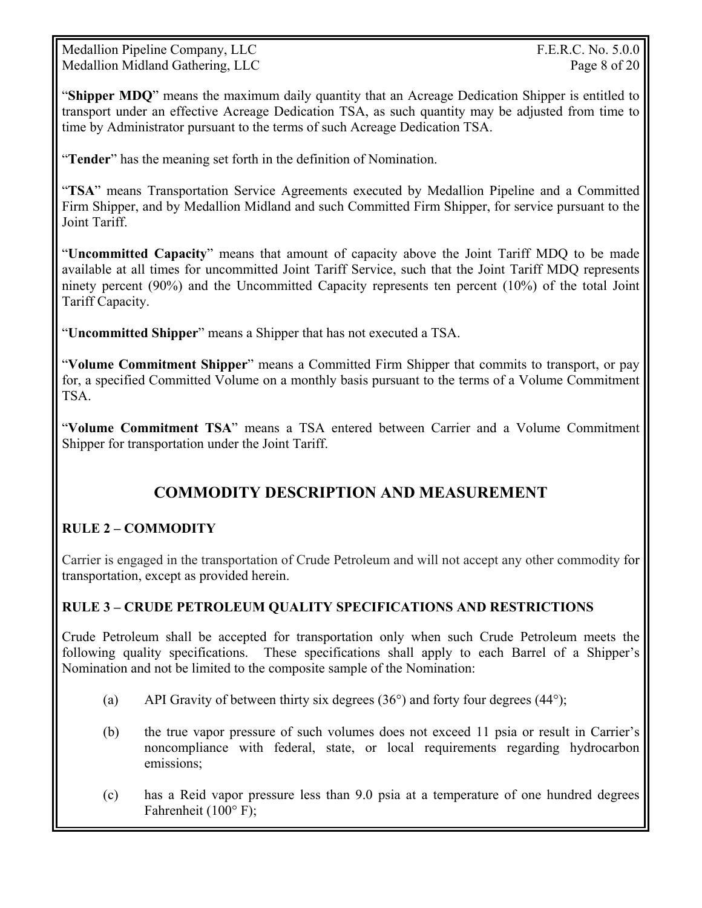"**Shipper MDQ**" means the maximum daily quantity that an Acreage Dedication Shipper is entitled to transport under an effective Acreage Dedication TSA, as such quantity may be adjusted from time to time by Administrator pursuant to the terms of such Acreage Dedication TSA.

"**Tender**" has the meaning set forth in the definition of Nomination.

"**TSA**" means Transportation Service Agreements executed by Medallion Pipeline and a Committed Firm Shipper, and by Medallion Midland and such Committed Firm Shipper, for service pursuant to the Joint Tariff.

"**Uncommitted Capacity**" means that amount of capacity above the Joint Tariff MDQ to be made available at all times for uncommitted Joint Tariff Service, such that the Joint Tariff MDQ represents ninety percent (90%) and the Uncommitted Capacity represents ten percent (10%) of the total Joint Tariff Capacity.

"**Uncommitted Shipper**" means a Shipper that has not executed a TSA.

"**Volume Commitment Shipper**" means a Committed Firm Shipper that commits to transport, or pay for, a specified Committed Volume on a monthly basis pursuant to the terms of a Volume Commitment TSA.

"**Volume Commitment TSA**" means a TSA entered between Carrier and a Volume Commitment Shipper for transportation under the Joint Tariff.

## COMMODITY DESCRIPTION AND MEASUREMENT

### RULE 2 – COMMODITY

Carrier is engaged in the transportation of Crude Petroleum and will not accept any other commodity for transportation, except as provided herein.

### RULE 3 – CRUDE PETROLEUM QUALITY SPECIFICATIONS AND RESTRICTIONS

Crude Petroleum shall be accepted for transportation only when such Crude Petroleum meets the following quality specifications. These specifications shall apply to each Barrel of a Shipper's Nomination and not be limited to the composite sample of the Nomination:

(a) API Gravity of between thirty six degrees (36°) and forty four degrees (44°);

(b) the true vapor pressure of such volumes does not exceed 11 psia or result in Carrier's noncompliance with federal, state, or local requirements regarding hydrocarbon emissions;

(c) has a Reid vapor pressure less than 9.0 psia at a temperature of one hundred degrees Fahrenheit (100° F);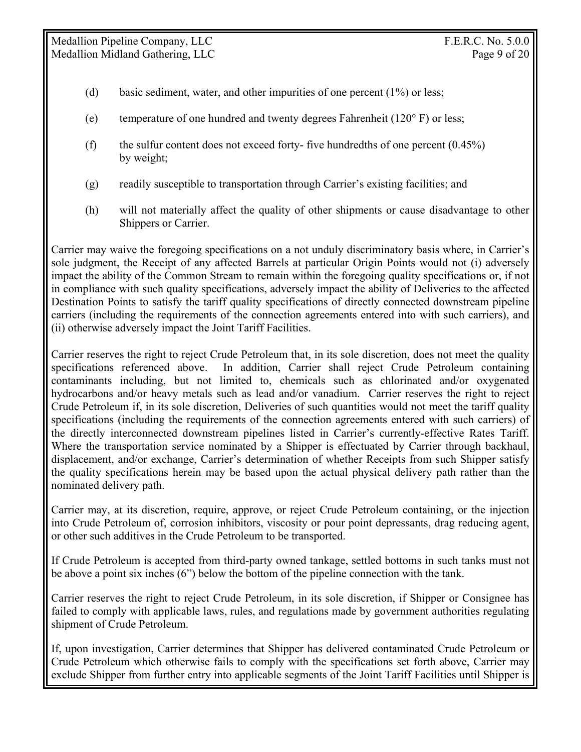(d) basic sediment, water, and other impurities of one percent (1%) or less;

(e) temperature of one hundred and twenty degrees Fahrenheit (120° F) or less;

(f) the sulfur content does not exceed forty- five hundredths of one percent (0.45%) by weight;

(g) readily susceptible to transportation through Carrier's existing facilities; and

(h) will not materially affect the quality of other shipments or cause disadvantage to other Shippers or Carrier.

Carrier may waive the foregoing specifications on a not unduly discriminatory basis where, in Carrier's sole judgment, the Receipt of any affected Barrels at particular Origin Points would not (i) adversely impact the ability of the Common Stream to remain within the foregoing quality specifications or, if not in compliance with such quality specifications, adversely impact the ability of Deliveries to the affected Destination Points to satisfy the tariff quality specifications of directly connected downstream pipeline carriers (including the requirements of the connection agreements entered into with such carriers), and (ii) otherwise adversely impact the Joint Tariff Facilities.

Carrier reserves the right to reject Crude Petroleum that, in its sole discretion, does not meet the quality specifications referenced above. In addition, Carrier shall reject Crude Petroleum containing contaminants including, but not limited to, chemicals such as chlorinated and/or oxygenated hydrocarbons and/or heavy metals such as lead and/or vanadium. Carrier reserves the right to reject Crude Petroleum if, in its sole discretion, Deliveries of such quantities would not meet the tariff quality specifications (including the requirements of the connection agreements entered with such carriers) of the directly interconnected downstream pipelines listed in Carrier's currently-effective Rates Tariff. Where the transportation service nominated by a Shipper is effectuated by Carrier through backhaul, displacement, and/or exchange, Carrier's determination of whether Receipts from such Shipper satisfy the quality specifications herein may be based upon the actual physical delivery path rather than the nominated delivery path.

Carrier may, at its discretion, require, approve, or reject Crude Petroleum containing, or the injection into Crude Petroleum of, corrosion inhibitors, viscosity or pour point depressants, drag reducing agent, or other such additives in the Crude Petroleum to be transported.

If Crude Petroleum is accepted from third-party owned tankage, settled bottoms in such tanks must not be above a point six inches (6") below the bottom of the pipeline connection with the tank.

Carrier reserves the right to reject Crude Petroleum, in its sole discretion, if Shipper or Consignee has failed to comply with applicable laws, rules, and regulations made by government authorities regulating shipment of Crude Petroleum.

If, upon investigation, Carrier determines that Shipper has delivered contaminated Crude Petroleum or Crude Petroleum which otherwise fails to comply with the specifications set forth above, Carrier may exclude Shipper from further entry into applicable segments of the Joint Tariff Facilities until Shipper is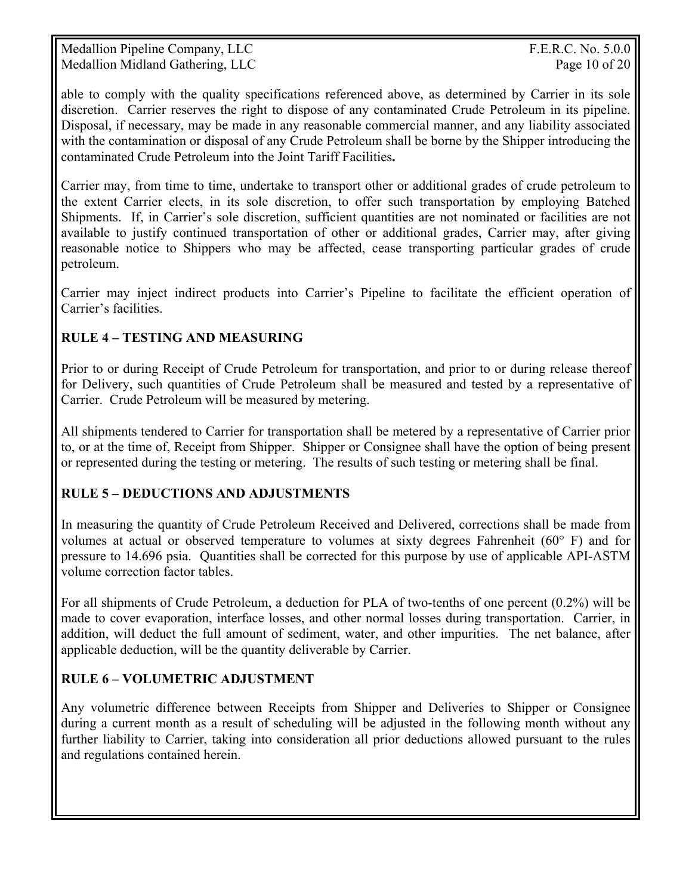able to comply with the quality specifications referenced above, as determined by Carrier in its sole discretion. Carrier reserves the right to dispose of any contaminated Crude Petroleum in its pipeline. Disposal, if necessary, may be made in any reasonable commercial manner, and any liability associated with the contamination or disposal of any Crude Petroleum shall be borne by the Shipper introducing the contaminated Crude Petroleum into the Joint Tariff Facilities**.**

Carrier may, from time to time, undertake to transport other or additional grades of crude petroleum to the extent Carrier elects, in its sole discretion, to offer such transportation by employing Batched Shipments. If, in Carrier's sole discretion, sufficient quantities are not nominated or facilities are not available to justify continued transportation of other or additional grades, Carrier may, after giving reasonable notice to Shippers who may be affected, cease transporting particular grades of crude petroleum.

Carrier may inject indirect products into Carrier's Pipeline to facilitate the efficient operation of Carrier's facilities.

## RULE 4 – TESTING AND MEASURING

Prior to or during Receipt of Crude Petroleum for transportation, and prior to or during release thereof for Delivery, such quantities of Crude Petroleum shall be measured and tested by a representative of Carrier. Crude Petroleum will be measured by metering.

All shipments tendered to Carrier for transportation shall be metered by a representative of Carrier prior to, or at the time of, Receipt from Shipper. Shipper or Consignee shall have the option of being present or represented during the testing or metering. The results of such testing or metering shall be final.

## RULE 5 – DEDUCTIONS AND ADJUSTMENTS

In measuring the quantity of Crude Petroleum Received and Delivered, corrections shall be made from volumes at actual or observed temperature to volumes at sixty degrees Fahrenheit (60° F) and for pressure to 14.696 psia. Quantities shall be corrected for this purpose by use of applicable API-ASTM volume correction factor tables.

For all shipments of Crude Petroleum, a deduction for PLA of two-tenths of one percent (0.2%) will be made to cover evaporation, interface losses, and other normal losses during transportation. Carrier, in addition, will deduct the full amount of sediment, water, and other impurities. The net balance, after applicable deduction, will be the quantity deliverable by Carrier.

## RULE 6 – VOLUMETRIC ADJUSTMENT

Any volumetric difference between Receipts from Shipper and Deliveries to Shipper or Consignee during a current month as a result of scheduling will be adjusted in the following month without any further liability to Carrier, taking into consideration all prior deductions allowed pursuant to the rules and regulations contained herein.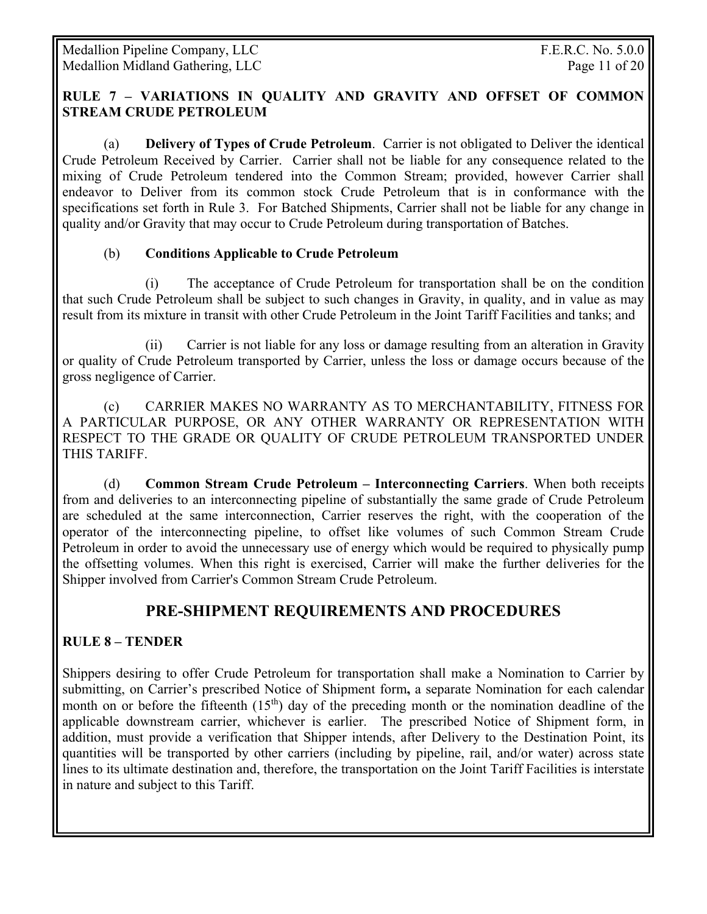**RULE 7 – VARIATIONS IN QUALITY AND GRAVITY AND OFFSET OF COMMON STREAM CRUDE PETROLEUM**

(a) **Delivery of Types of Crude Petroleum**. Carrier is not obligated to Deliver the identical Crude Petroleum Received by Carrier. Carrier shall not be liable for any consequence related to the mixing of Crude Petroleum tendered into the Common Stream; provided, however Carrier shall endeavor to Deliver from its common stock Crude Petroleum that is in conformance with the specifications set forth in Rule 3. For Batched Shipments, Carrier shall not be liable for any change in quality and/or Gravity that may occur to Crude Petroleum during transportation of Batches.

(b) **Conditions Applicable to Crude Petroleum**

(i) The acceptance of Crude Petroleum for transportation shall be on the condition that such Crude Petroleum shall be subject to such changes in Gravity, in quality, and in value as may result from its mixture in transit with other Crude Petroleum in the Joint Tariff Facilities and tanks; and

(ii) Carrier is not liable for any loss or damage resulting from an alteration in Gravity or quality of Crude Petroleum transported by Carrier, unless the loss or damage occurs because of the gross negligence of Carrier.

(c) CARRIER MAKES NO WARRANTY AS TO MERCHANTABILITY, FITNESS FOR A PARTICULAR PURPOSE, OR ANY OTHER WARRANTY OR REPRESENTATION WITH RESPECT TO THE GRADE OR QUALITY OF CRUDE PETROLEUM TRANSPORTED UNDER THIS TARIFF.

(d) **Common Stream Crude Petroleum – Interconnecting Carriers**. When both receipts from and deliveries to an interconnecting pipeline of substantially the same grade of Crude Petroleum are scheduled at the same interconnection, Carrier reserves the right, with the cooperation of the operator of the interconnecting pipeline, to offset like volumes of such Common Stream Crude Petroleum in order to avoid the unnecessary use of energy which would be required to physically pump the offsetting volumes. When this right is exercised, Carrier will make the further deliveries for the Shipper involved from Carrier's Common Stream Crude Petroleum.

## PRE-SHIPMENT REQUIREMENTS AND PROCEDURES

**RULE 8 – TENDER**

Shippers desiring to offer Crude Petroleum for transportation shall make a Nomination to Carrier by submitting, on Carrier's prescribed Notice of Shipment form**,** a separate Nomination for each calendar month on or before the fifteenth (15th) day of the preceding month or the nomination deadline of the applicable downstream carrier, whichever is earlier. The prescribed Notice of Shipment form, in addition, must provide a verification that Shipper intends, after Delivery to the Destination Point, its quantities will be transported by other carriers (including by pipeline, rail, and/or water) across state lines to its ultimate destination and, therefore, the transportation on the Joint Tariff Facilities is interstate in nature and subject to this Tariff.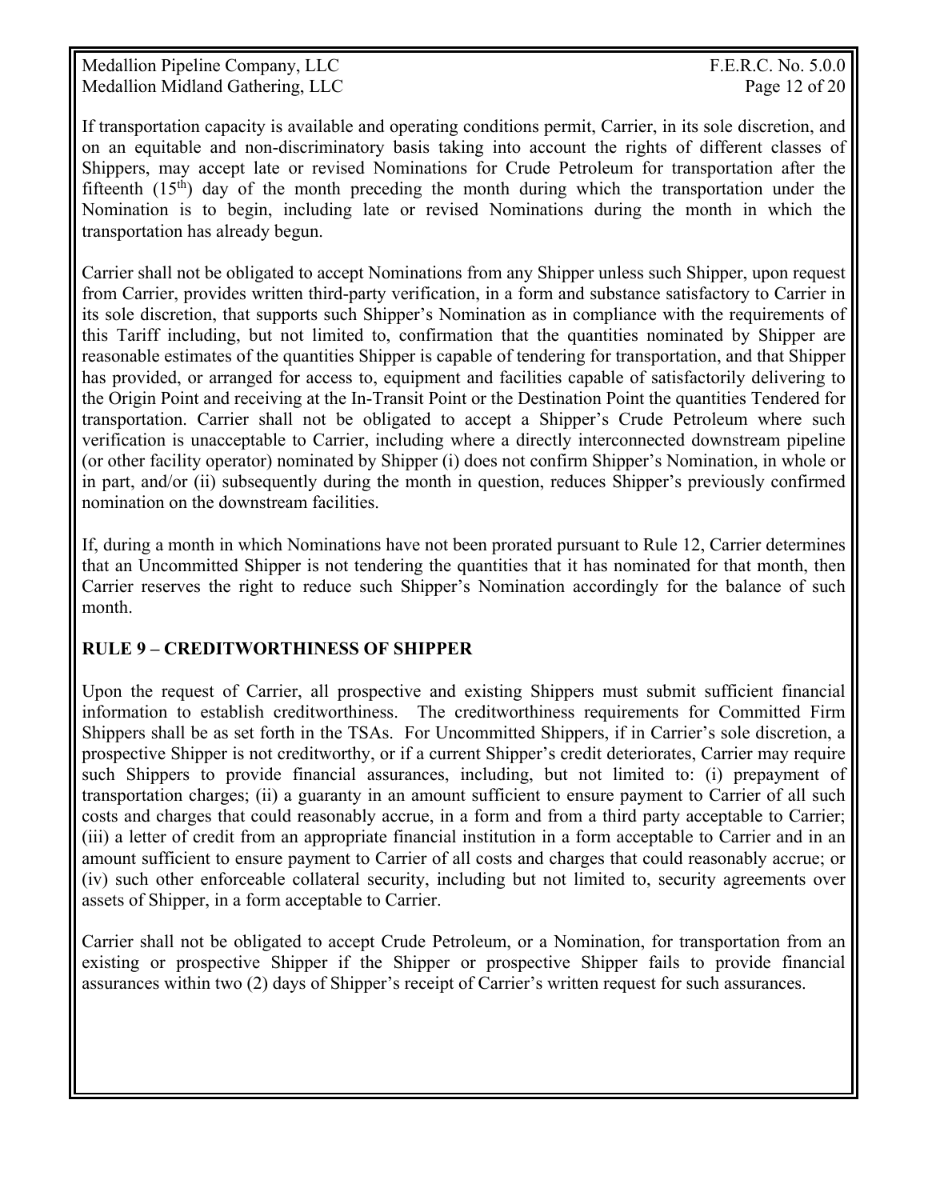If transportation capacity is available and operating conditions permit, Carrier, in its sole discretion, and on an equitable and non-discriminatory basis taking into account the rights of different classes of Shippers, may accept late or revised Nominations for Crude Petroleum for transportation after the fifteenth (15th) day of the month preceding the month during which the transportation under the Nomination is to begin, including late or revised Nominations during the month in which the transportation has already begun.

Carrier shall not be obligated to accept Nominations from any Shipper unless such Shipper, upon request from Carrier, provides written third-party verification, in a form and substance satisfactory to Carrier in its sole discretion, that supports such Shipper's Nomination as in compliance with the requirements of this Tariff including, but not limited to, confirmation that the quantities nominated by Shipper are reasonable estimates of the quantities Shipper is capable of tendering for transportation, and that Shipper has provided, or arranged for access to, equipment and facilities capable of satisfactorily delivering to the Origin Point and receiving at the In-Transit Point or the Destination Point the quantities Tendered for transportation. Carrier shall not be obligated to accept a Shipper's Crude Petroleum where such verification is unacceptable to Carrier, including where a directly interconnected downstream pipeline (or other facility operator) nominated by Shipper (i) does not confirm Shipper's Nomination, in whole or in part, and/or (ii) subsequently during the month in question, reduces Shipper's previously confirmed nomination on the downstream facilities.

If, during a month in which Nominations have not been prorated pursuant to Rule 12, Carrier determines that an Uncommitted Shipper is not tendering the quantities that it has nominated for that month, then Carrier reserves the right to reduce such Shipper's Nomination accordingly for the balance of such month.

## RULE 9 – CREDITWORTHINESS OF SHIPPER

Upon the request of Carrier, all prospective and existing Shippers must submit sufficient financial information to establish creditworthiness. The creditworthiness requirements for Committed Firm Shippers shall be as set forth in the TSAs. For Uncommitted Shippers, if in Carrier's sole discretion, a prospective Shipper is not creditworthy, or if a current Shipper's credit deteriorates, Carrier may require such Shippers to provide financial assurances, including, but not limited to: (i) prepayment of transportation charges; (ii) a guaranty in an amount sufficient to ensure payment to Carrier of all such costs and charges that could reasonably accrue, in a form and from a third party acceptable to Carrier; (iii) a letter of credit from an appropriate financial institution in a form acceptable to Carrier and in an amount sufficient to ensure payment to Carrier of all costs and charges that could reasonably accrue; or (iv) such other enforceable collateral security, including but not limited to, security agreements over assets of Shipper, in a form acceptable to Carrier.

Carrier shall not be obligated to accept Crude Petroleum, or a Nomination, for transportation from an existing or prospective Shipper if the Shipper or prospective Shipper fails to provide financial assurances within two (2) days of Shipper's receipt of Carrier's written request for such assurances.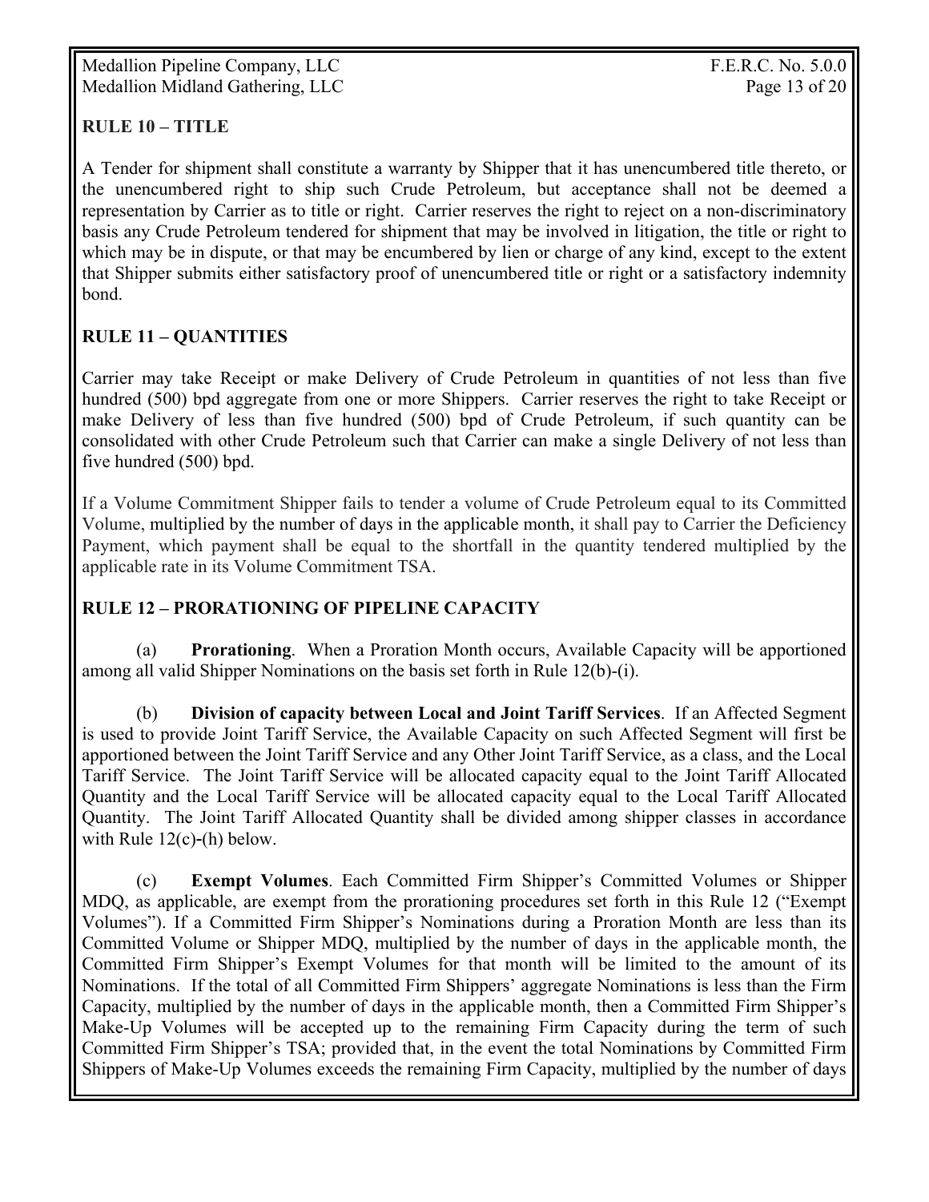## RULE 10 – TITLE

A Tender for shipment shall constitute a warranty by Shipper that it has unencumbered title thereto, or the unencumbered right to ship such Crude Petroleum, but acceptance shall not be deemed a representation by Carrier as to title or right. Carrier reserves the right to reject on a non-discriminatory basis any Crude Petroleum tendered for shipment that may be involved in litigation, the title or right to which may be in dispute, or that may be encumbered by lien or charge of any kind, except to the extent that Shipper submits either satisfactory proof of unencumbered title or right or a satisfactory indemnity bond.

## RULE 11 – QUANTITIES

Carrier may take Receipt or make Delivery of Crude Petroleum in quantities of not less than five hundred (500) bpd aggregate from one or more Shippers. Carrier reserves the right to take Receipt or make Delivery of less than five hundred (500) bpd of Crude Petroleum, if such quantity can be consolidated with other Crude Petroleum such that Carrier can make a single Delivery of not less than five hundred (500) bpd.

If a Volume Commitment Shipper fails to tender a volume of Crude Petroleum equal to its Committed Volume, multiplied by the number of days in the applicable month, it shall pay to Carrier the Deficiency Payment, which payment shall be equal to the shortfall in the quantity tendered multiplied by the applicable rate in its Volume Commitment TSA.

## RULE 12 – PRORATIONING OF PIPELINE CAPACITY

(a) **Prorationing**. When a Proration Month occurs, Available Capacity will be apportioned among all valid Shipper Nominations on the basis set forth in Rule 12(b)-(i).

(b) **Division of capacity between Local and Joint Tariff Services**. If an Affected Segment is used to provide Joint Tariff Service, the Available Capacity on such Affected Segment will first be apportioned between the Joint Tariff Service and any Other Joint Tariff Service, as a class, and the Local Tariff Service. The Joint Tariff Service will be allocated capacity equal to the Joint Tariff Allocated Quantity and the Local Tariff Service will be allocated capacity equal to the Local Tariff Allocated Quantity. The Joint Tariff Allocated Quantity shall be divided among shipper classes in accordance with Rule 12(c)-(h) below.

(c) **Exempt Volumes**. Each Committed Firm Shipper's Committed Volumes or Shipper MDQ, as applicable, are exempt from the prorationing procedures set forth in this Rule 12 ("Exempt Volumes"). If a Committed Firm Shipper's Nominations during a Proration Month are less than its Committed Volume or Shipper MDQ, multiplied by the number of days in the applicable month, the Committed Firm Shipper's Exempt Volumes for that month will be limited to the amount of its Nominations. If the total of all Committed Firm Shippers' aggregate Nominations is less than the Firm Capacity, multiplied by the number of days in the applicable month, then a Committed Firm Shipper's Make-Up Volumes will be accepted up to the remaining Firm Capacity during the term of such Committed Firm Shipper's TSA; provided that, in the event the total Nominations by Committed Firm Shippers of Make-Up Volumes exceeds the remaining Firm Capacity, multiplied by the number of days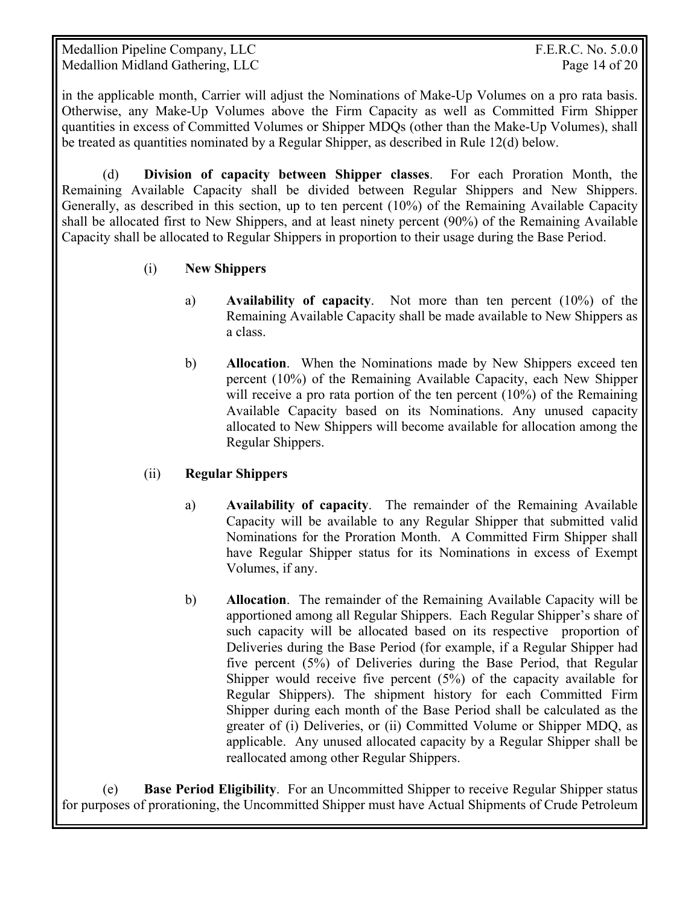in the applicable month, Carrier will adjust the Nominations of Make-Up Volumes on a pro rata basis. Otherwise, any Make-Up Volumes above the Firm Capacity as well as Committed Firm Shipper quantities in excess of Committed Volumes or Shipper MDQs (other than the Make-Up Volumes), shall be treated as quantities nominated by a Regular Shipper, as described in Rule 12(d) below.

(d) **Division of capacity between Shipper classes**. For each Proration Month, the Remaining Available Capacity shall be divided between Regular Shippers and New Shippers. Generally, as described in this section, up to ten percent (10%) of the Remaining Available Capacity shall be allocated first to New Shippers, and at least ninety percent (90%) of the Remaining Available Capacity shall be allocated to Regular Shippers in proportion to their usage during the Base Period.

(i) **New Shippers**

a) **Availability of capacity**. Not more than ten percent (10%) of the Remaining Available Capacity shall be made available to New Shippers as a class.

b) **Allocation**. When the Nominations made by New Shippers exceed ten percent (10%) of the Remaining Available Capacity, each New Shipper will receive a pro rata portion of the ten percent (10%) of the Remaining Available Capacity based on its Nominations. Any unused capacity allocated to New Shippers will become available for allocation among the Regular Shippers.

(ii) **Regular Shippers**

a) **Availability of capacity**. The remainder of the Remaining Available Capacity will be available to any Regular Shipper that submitted valid Nominations for the Proration Month. A Committed Firm Shipper shall have Regular Shipper status for its Nominations in excess of Exempt Volumes, if any.

b) **Allocation**. The remainder of the Remaining Available Capacity will be apportioned among all Regular Shippers. Each Regular Shipper's share of such capacity will be allocated based on its respective proportion of Deliveries during the Base Period (for example, if a Regular Shipper had five percent (5%) of Deliveries during the Base Period, that Regular Shipper would receive five percent (5%) of the capacity available for Regular Shippers). The shipment history for each Committed Firm Shipper during each month of the Base Period shall be calculated as the greater of (i) Deliveries, or (ii) Committed Volume or Shipper MDQ, as applicable. Any unused allocated capacity by a Regular Shipper shall be reallocated among other Regular Shippers.

(e) **Base Period Eligibility**. For an Uncommitted Shipper to receive Regular Shipper status for purposes of prorationing, the Uncommitted Shipper must have Actual Shipments of Crude Petroleum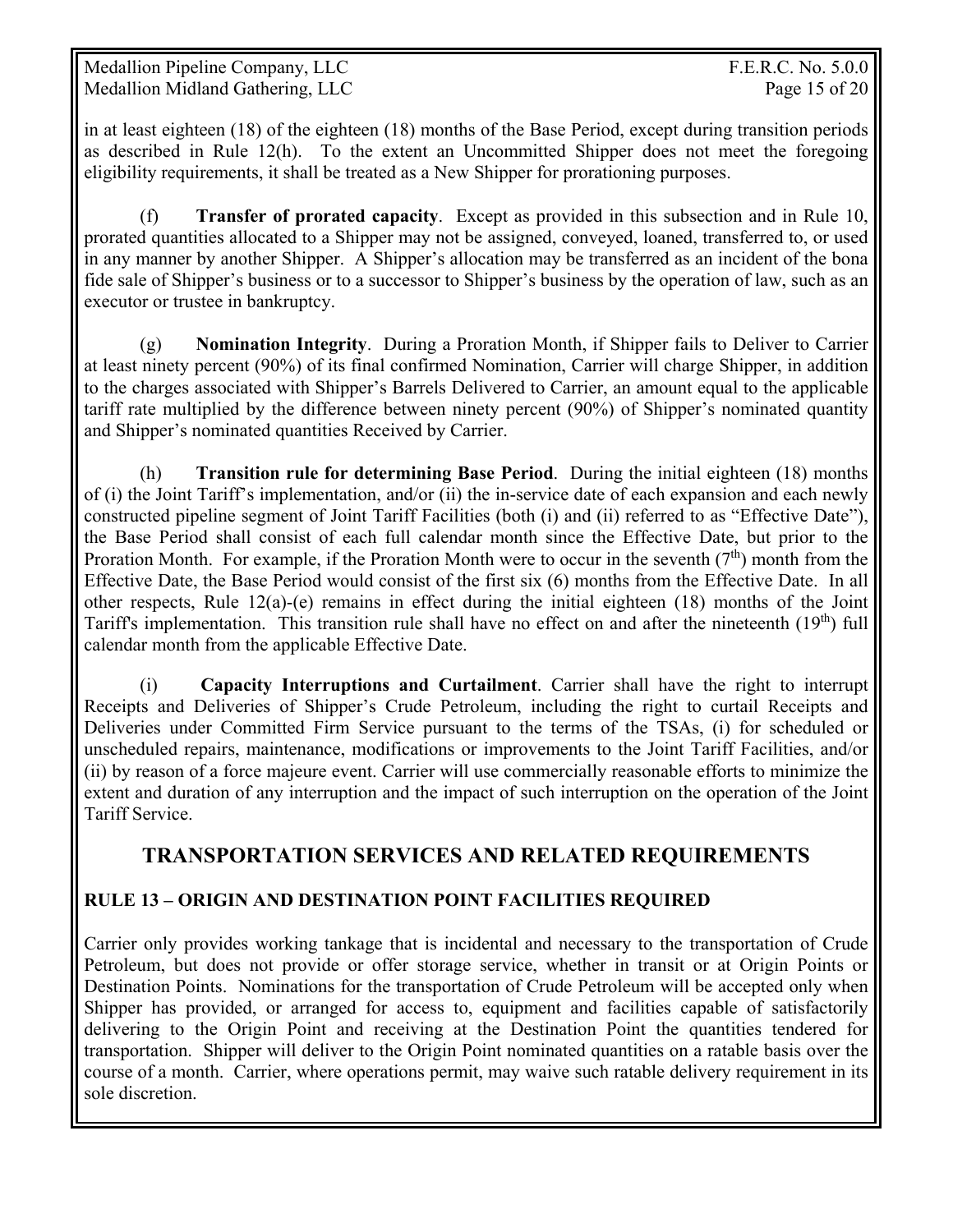in at least eighteen (18) of the eighteen (18) months of the Base Period, except during transition periods as described in Rule 12(h). To the extent an Uncommitted Shipper does not meet the foregoing eligibility requirements, it shall be treated as a New Shipper for prorationing purposes.

(f) **Transfer of prorated capacity**. Except as provided in this subsection and in Rule 10, prorated quantities allocated to a Shipper may not be assigned, conveyed, loaned, transferred to, or used in any manner by another Shipper. A Shipper's allocation may be transferred as an incident of the bona fide sale of Shipper's business or to a successor to Shipper's business by the operation of law, such as an executor or trustee in bankruptcy.

(g) **Nomination Integrity**. During a Proration Month, if Shipper fails to Deliver to Carrier at least ninety percent (90%) of its final confirmed Nomination, Carrier will charge Shipper, in addition to the charges associated with Shipper's Barrels Delivered to Carrier, an amount equal to the applicable tariff rate multiplied by the difference between ninety percent (90%) of Shipper's nominated quantity and Shipper's nominated quantities Received by Carrier.

(h) **Transition rule for determining Base Period**. During the initial eighteen (18) months of (i) the Joint Tariff's implementation, and/or (ii) the in-service date of each expansion and each newly constructed pipeline segment of Joint Tariff Facilities (both (i) and (ii) referred to as "Effective Date"), the Base Period shall consist of each full calendar month since the Effective Date, but prior to the Proration Month. For example, if the Proration Month were to occur in the seventh (7th) month from the Effective Date, the Base Period would consist of the first six (6) months from the Effective Date. In all other respects, Rule 12(a)-(e) remains in effect during the initial eighteen (18) months of the Joint Tariff's implementation. This transition rule shall have no effect on and after the nineteenth (19th) full calendar month from the applicable Effective Date.

(i) **Capacity Interruptions and Curtailment**. Carrier shall have the right to interrupt Receipts and Deliveries of Shipper's Crude Petroleum, including the right to curtail Receipts and Deliveries under Committed Firm Service pursuant to the terms of the TSAs, (i) for scheduled or unscheduled repairs, maintenance, modifications or improvements to the Joint Tariff Facilities, and/or (ii) by reason of a force majeure event. Carrier will use commercially reasonable efforts to minimize the extent and duration of any interruption and the impact of such interruption on the operation of the Joint Tariff Service.

## TRANSPORTATION SERVICES AND RELATED REQUIREMENTS

### RULE 13 – ORIGIN AND DESTINATION POINT FACILITIES REQUIRED

Carrier only provides working tankage that is incidental and necessary to the transportation of Crude Petroleum, but does not provide or offer storage service, whether in transit or at Origin Points or Destination Points. Nominations for the transportation of Crude Petroleum will be accepted only when Shipper has provided, or arranged for access to, equipment and facilities capable of satisfactorily delivering to the Origin Point and receiving at the Destination Point the quantities tendered for transportation. Shipper will deliver to the Origin Point nominated quantities on a ratable basis over the course of a month. Carrier, where operations permit, may waive such ratable delivery requirement in its sole discretion.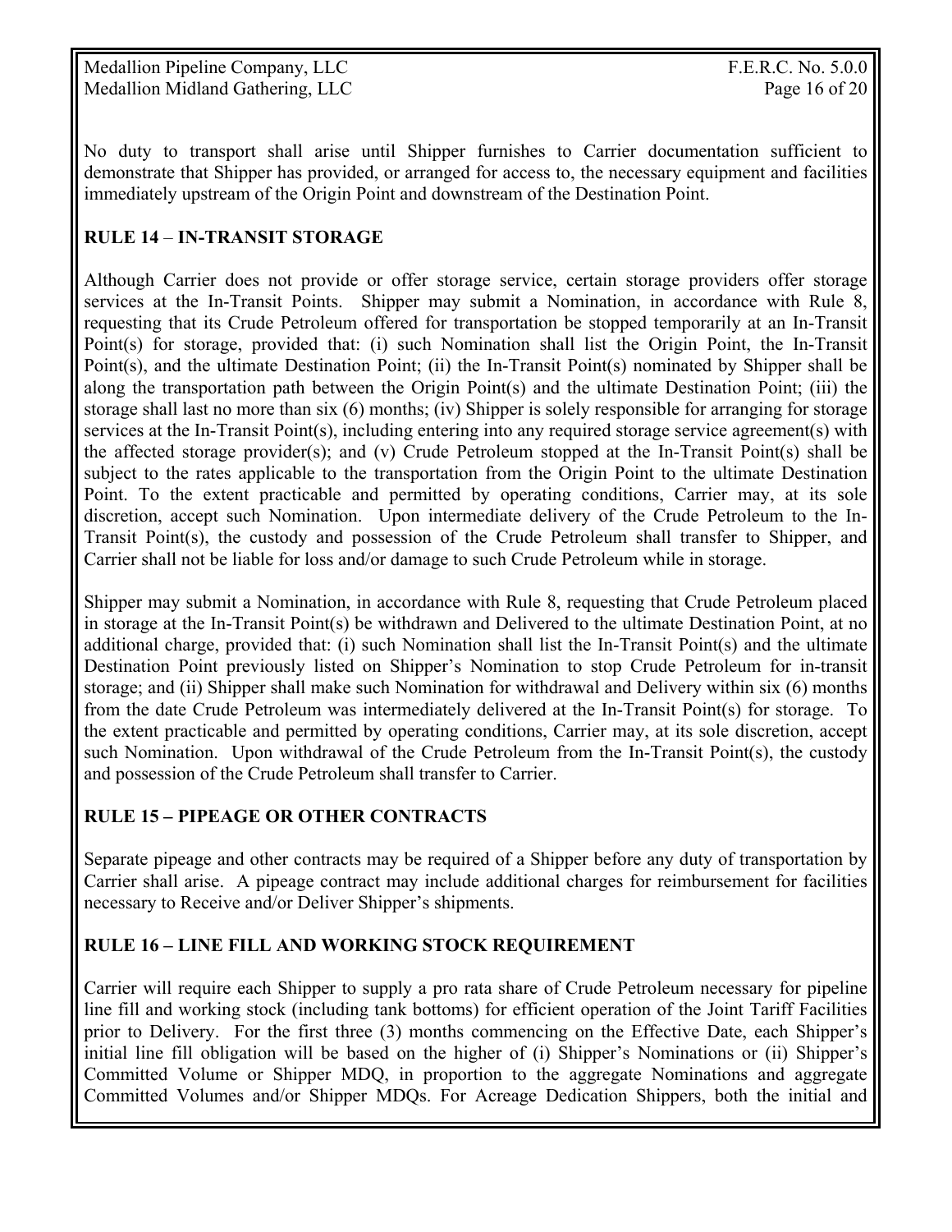No duty to transport shall arise until Shipper furnishes to Carrier documentation sufficient to demonstrate that Shipper has provided, or arranged for access to, the necessary equipment and facilities immediately upstream of the Origin Point and downstream of the Destination Point.

## RULE 14 – IN-TRANSIT STORAGE

Although Carrier does not provide or offer storage service, certain storage providers offer storage services at the In-Transit Points. Shipper may submit a Nomination, in accordance with Rule 8, requesting that its Crude Petroleum offered for transportation be stopped temporarily at an In-Transit Point(s) for storage, provided that: (i) such Nomination shall list the Origin Point, the In-Transit Point(s), and the ultimate Destination Point; (ii) the In-Transit Point(s) nominated by Shipper shall be along the transportation path between the Origin Point(s) and the ultimate Destination Point; (iii) the storage shall last no more than six (6) months; (iv) Shipper is solely responsible for arranging for storage services at the In-Transit Point(s), including entering into any required storage service agreement(s) with the affected storage provider(s); and (v) Crude Petroleum stopped at the In-Transit Point(s) shall be subject to the rates applicable to the transportation from the Origin Point to the ultimate Destination Point. To the extent practicable and permitted by operating conditions, Carrier may, at its sole discretion, accept such Nomination. Upon intermediate delivery of the Crude Petroleum to the In-Transit Point(s), the custody and possession of the Crude Petroleum shall transfer to Shipper, and Carrier shall not be liable for loss and/or damage to such Crude Petroleum while in storage.

Shipper may submit a Nomination, in accordance with Rule 8, requesting that Crude Petroleum placed in storage at the In-Transit Point(s) be withdrawn and Delivered to the ultimate Destination Point, at no additional charge, provided that: (i) such Nomination shall list the In-Transit Point(s) and the ultimate Destination Point previously listed on Shipper's Nomination to stop Crude Petroleum for in-transit storage; and (ii) Shipper shall make such Nomination for withdrawal and Delivery within six (6) months from the date Crude Petroleum was intermediately delivered at the In-Transit Point(s) for storage. To the extent practicable and permitted by operating conditions, Carrier may, at its sole discretion, accept such Nomination. Upon withdrawal of the Crude Petroleum from the In-Transit Point(s), the custody and possession of the Crude Petroleum shall transfer to Carrier.

## RULE 15 – PIPEAGE OR OTHER CONTRACTS

Separate pipeage and other contracts may be required of a Shipper before any duty of transportation by Carrier shall arise. A pipeage contract may include additional charges for reimbursement for facilities necessary to Receive and/or Deliver Shipper's shipments.

## RULE 16 – LINE FILL AND WORKING STOCK REQUIREMENT

Carrier will require each Shipper to supply a pro rata share of Crude Petroleum necessary for pipeline line fill and working stock (including tank bottoms) for efficient operation of the Joint Tariff Facilities prior to Delivery. For the first three (3) months commencing on the Effective Date, each Shipper's initial line fill obligation will be based on the higher of (i) Shipper's Nominations or (ii) Shipper's Committed Volume or Shipper MDQ, in proportion to the aggregate Nominations and aggregate Committed Volumes and/or Shipper MDQs. For Acreage Dedication Shippers, both the initial and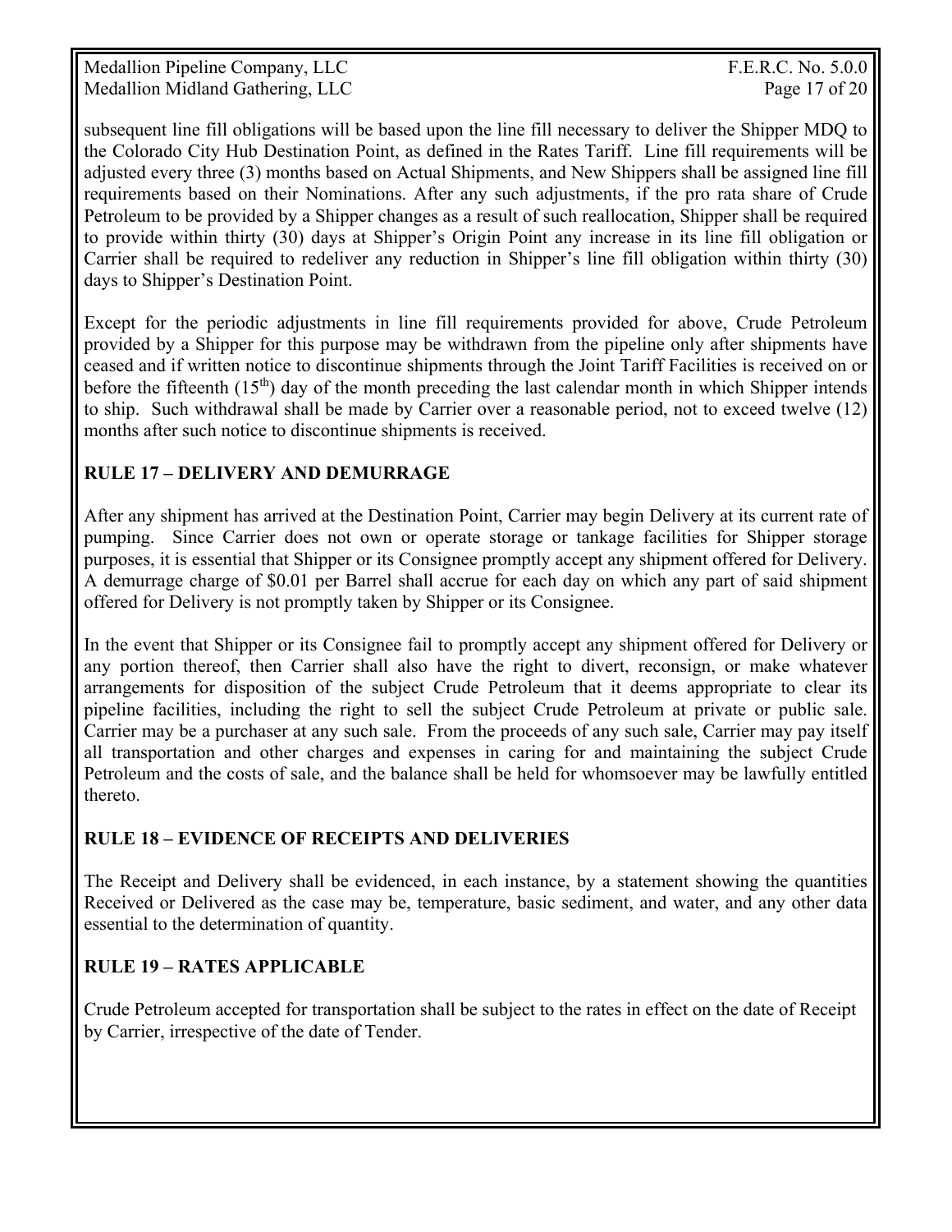subsequent line fill obligations will be based upon the line fill necessary to deliver the Shipper MDQ to the Colorado City Hub Destination Point, as defined in the Rates Tariff. Line fill requirements will be adjusted every three (3) months based on Actual Shipments, and New Shippers shall be assigned line fill requirements based on their Nominations. After any such adjustments, if the pro rata share of Crude Petroleum to be provided by a Shipper changes as a result of such reallocation, Shipper shall be required to provide within thirty (30) days at Shipper's Origin Point any increase in its line fill obligation or Carrier shall be required to redeliver any reduction in Shipper's line fill obligation within thirty (30) days to Shipper's Destination Point.

Except for the periodic adjustments in line fill requirements provided for above, Crude Petroleum provided by a Shipper for this purpose may be withdrawn from the pipeline only after shipments have ceased and if written notice to discontinue shipments through the Joint Tariff Facilities is received on or before the fifteenth (15th) day of the month preceding the last calendar month in which Shipper intends to ship. Such withdrawal shall be made by Carrier over a reasonable period, not to exceed twelve (12) months after such notice to discontinue shipments is received.

## RULE 17 – DELIVERY AND DEMURRAGE

After any shipment has arrived at the Destination Point, Carrier may begin Delivery at its current rate of pumping. Since Carrier does not own or operate storage or tankage facilities for Shipper storage purposes, it is essential that Shipper or its Consignee promptly accept any shipment offered for Delivery. A demurrage charge of $0.01 per Barrel shall accrue for each day on which any part of said shipment offered for Delivery is not promptly taken by Shipper or its Consignee.

In the event that Shipper or its Consignee fail to promptly accept any shipment offered for Delivery or any portion thereof, then Carrier shall also have the right to divert, reconsign, or make whatever arrangements for disposition of the subject Crude Petroleum that it deems appropriate to clear its pipeline facilities, including the right to sell the subject Crude Petroleum at private or public sale. Carrier may be a purchaser at any such sale. From the proceeds of any such sale, Carrier may pay itself all transportation and other charges and expenses in caring for and maintaining the subject Crude Petroleum and the costs of sale, and the balance shall be held for whomsoever may be lawfully entitled thereto.

## RULE 18 – EVIDENCE OF RECEIPTS AND DELIVERIES

The Receipt and Delivery shall be evidenced, in each instance, by a statement showing the quantities Received or Delivered as the case may be, temperature, basic sediment, and water, and any other data essential to the determination of quantity.

## RULE 19 – RATES APPLICABLE

Crude Petroleum accepted for transportation shall be subject to the rates in effect on the date of Receipt by Carrier, irrespective of the date of Tender.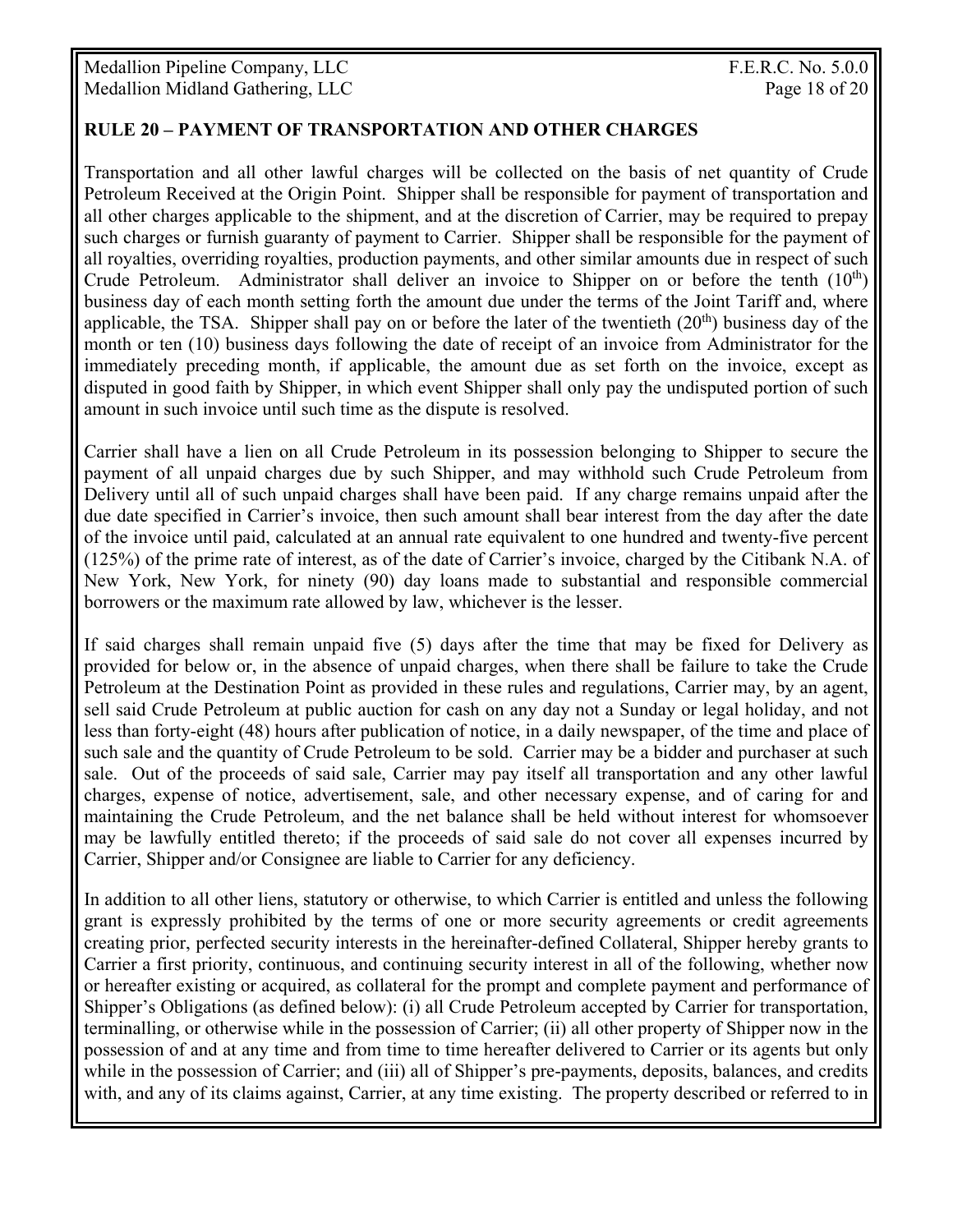## RULE 20 – PAYMENT OF TRANSPORTATION AND OTHER CHARGES

Transportation and all other lawful charges will be collected on the basis of net quantity of Crude Petroleum Received at the Origin Point. Shipper shall be responsible for payment of transportation and all other charges applicable to the shipment, and at the discretion of Carrier, may be required to prepay such charges or furnish guaranty of payment to Carrier. Shipper shall be responsible for the payment of all royalties, overriding royalties, production payments, and other similar amounts due in respect of such Crude Petroleum. Administrator shall deliver an invoice to Shipper on or before the tenth (10th) business day of each month setting forth the amount due under the terms of the Joint Tariff and, where applicable, the TSA. Shipper shall pay on or before the later of the twentieth (20th) business day of the month or ten (10) business days following the date of receipt of an invoice from Administrator for the immediately preceding month, if applicable, the amount due as set forth on the invoice, except as disputed in good faith by Shipper, in which event Shipper shall only pay the undisputed portion of such amount in such invoice until such time as the dispute is resolved.

Carrier shall have a lien on all Crude Petroleum in its possession belonging to Shipper to secure the payment of all unpaid charges due by such Shipper, and may withhold such Crude Petroleum from Delivery until all of such unpaid charges shall have been paid. If any charge remains unpaid after the due date specified in Carrier's invoice, then such amount shall bear interest from the day after the date of the invoice until paid, calculated at an annual rate equivalent to one hundred and twenty-five percent (125%) of the prime rate of interest, as of the date of Carrier's invoice, charged by the Citibank N.A. of New York, New York, for ninety (90) day loans made to substantial and responsible commercial borrowers or the maximum rate allowed by law, whichever is the lesser.

If said charges shall remain unpaid five (5) days after the time that may be fixed for Delivery as provided for below or, in the absence of unpaid charges, when there shall be failure to take the Crude Petroleum at the Destination Point as provided in these rules and regulations, Carrier may, by an agent, sell said Crude Petroleum at public auction for cash on any day not a Sunday or legal holiday, and not less than forty-eight (48) hours after publication of notice, in a daily newspaper, of the time and place of such sale and the quantity of Crude Petroleum to be sold. Carrier may be a bidder and purchaser at such sale. Out of the proceeds of said sale, Carrier may pay itself all transportation and any other lawful charges, expense of notice, advertisement, sale, and other necessary expense, and of caring for and maintaining the Crude Petroleum, and the net balance shall be held without interest for whomsoever may be lawfully entitled thereto; if the proceeds of said sale do not cover all expenses incurred by Carrier, Shipper and/or Consignee are liable to Carrier for any deficiency.

In addition to all other liens, statutory or otherwise, to which Carrier is entitled and unless the following grant is expressly prohibited by the terms of one or more security agreements or credit agreements creating prior, perfected security interests in the hereinafter-defined Collateral, Shipper hereby grants to Carrier a first priority, continuous, and continuing security interest in all of the following, whether now or hereafter existing or acquired, as collateral for the prompt and complete payment and performance of Shipper's Obligations (as defined below): (i) all Crude Petroleum accepted by Carrier for transportation, terminalling, or otherwise while in the possession of Carrier; (ii) all other property of Shipper now in the possession of and at any time and from time to time hereafter delivered to Carrier or its agents but only while in the possession of Carrier; and (iii) all of Shipper's pre-payments, deposits, balances, and credits with, and any of its claims against, Carrier, at any time existing. The property described or referred to in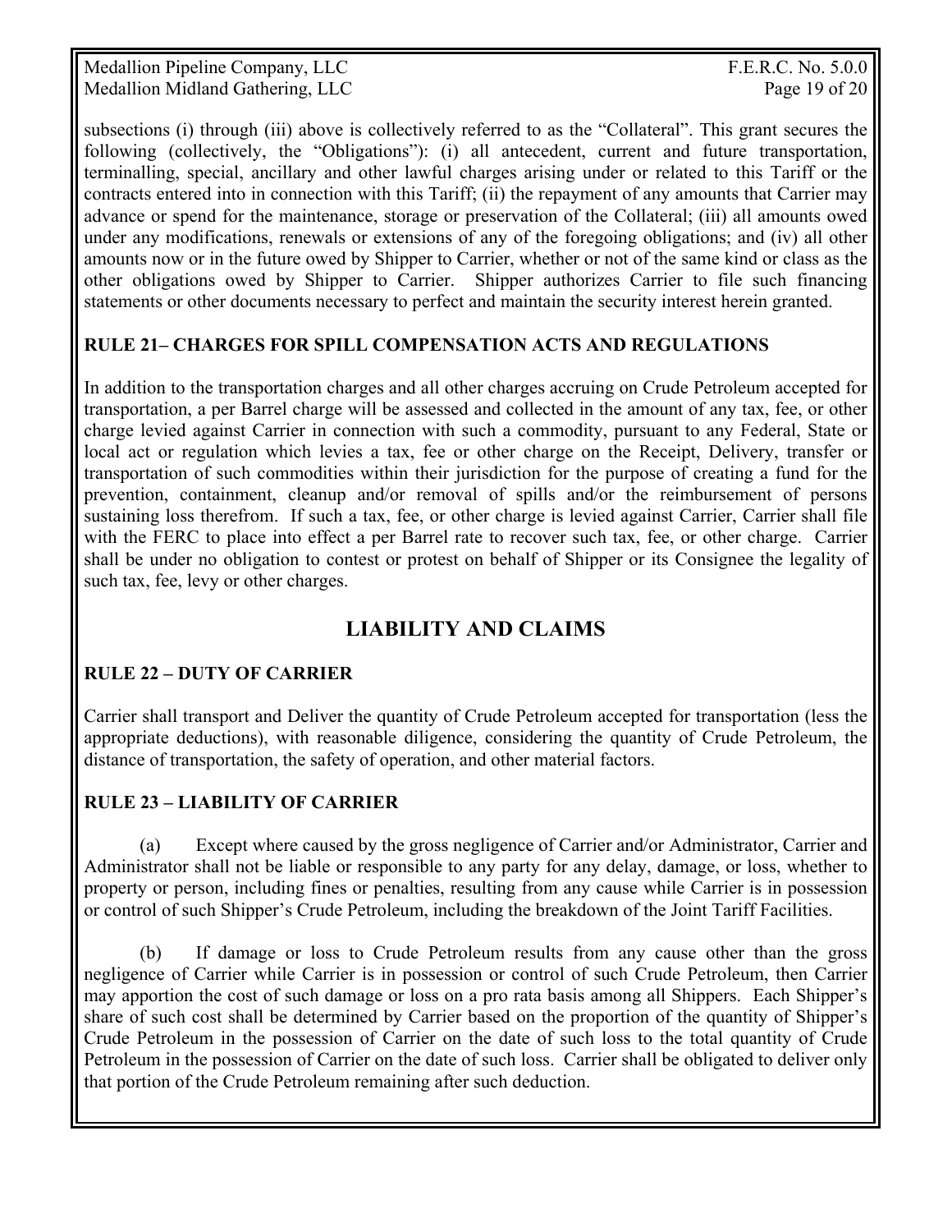subsections (i) through (iii) above is collectively referred to as the "Collateral". This grant secures the following (collectively, the "Obligations"): (i) all antecedent, current and future transportation, terminalling, special, ancillary and other lawful charges arising under or related to this Tariff or the contracts entered into in connection with this Tariff; (ii) the repayment of any amounts that Carrier may advance or spend for the maintenance, storage or preservation of the Collateral; (iii) all amounts owed under any modifications, renewals or extensions of any of the foregoing obligations; and (iv) all other amounts now or in the future owed by Shipper to Carrier, whether or not of the same kind or class as the other obligations owed by Shipper to Carrier. Shipper authorizes Carrier to file such financing statements or other documents necessary to perfect and maintain the security interest herein granted.

### RULE 21– CHARGES FOR SPILL COMPENSATION ACTS AND REGULATIONS

In addition to the transportation charges and all other charges accruing on Crude Petroleum accepted for transportation, a per Barrel charge will be assessed and collected in the amount of any tax, fee, or other charge levied against Carrier in connection with such a commodity, pursuant to any Federal, State or local act or regulation which levies a tax, fee or other charge on the Receipt, Delivery, transfer or transportation of such commodities within their jurisdiction for the purpose of creating a fund for the prevention, containment, cleanup and/or removal of spills and/or the reimbursement of persons sustaining loss therefrom. If such a tax, fee, or other charge is levied against Carrier, Carrier shall file with the FERC to place into effect a per Barrel rate to recover such tax, fee, or other charge. Carrier shall be under no obligation to contest or protest on behalf of Shipper or its Consignee the legality of such tax, fee, levy or other charges.

## LIABILITY AND CLAIMS

### RULE 22 – DUTY OF CARRIER

Carrier shall transport and Deliver the quantity of Crude Petroleum accepted for transportation (less the appropriate deductions), with reasonable diligence, considering the quantity of Crude Petroleum, the distance of transportation, the safety of operation, and other material factors.

### RULE 23 – LIABILITY OF CARRIER

(a) Except where caused by the gross negligence of Carrier and/or Administrator, Carrier and Administrator shall not be liable or responsible to any party for any delay, damage, or loss, whether to property or person, including fines or penalties, resulting from any cause while Carrier is in possession or control of such Shipper's Crude Petroleum, including the breakdown of the Joint Tariff Facilities.

(b) If damage or loss to Crude Petroleum results from any cause other than the gross negligence of Carrier while Carrier is in possession or control of such Crude Petroleum, then Carrier may apportion the cost of such damage or loss on a pro rata basis among all Shippers. Each Shipper's share of such cost shall be determined by Carrier based on the proportion of the quantity of Shipper's Crude Petroleum in the possession of Carrier on the date of such loss to the total quantity of Crude Petroleum in the possession of Carrier on the date of such loss. Carrier shall be obligated to deliver only that portion of the Crude Petroleum remaining after such deduction.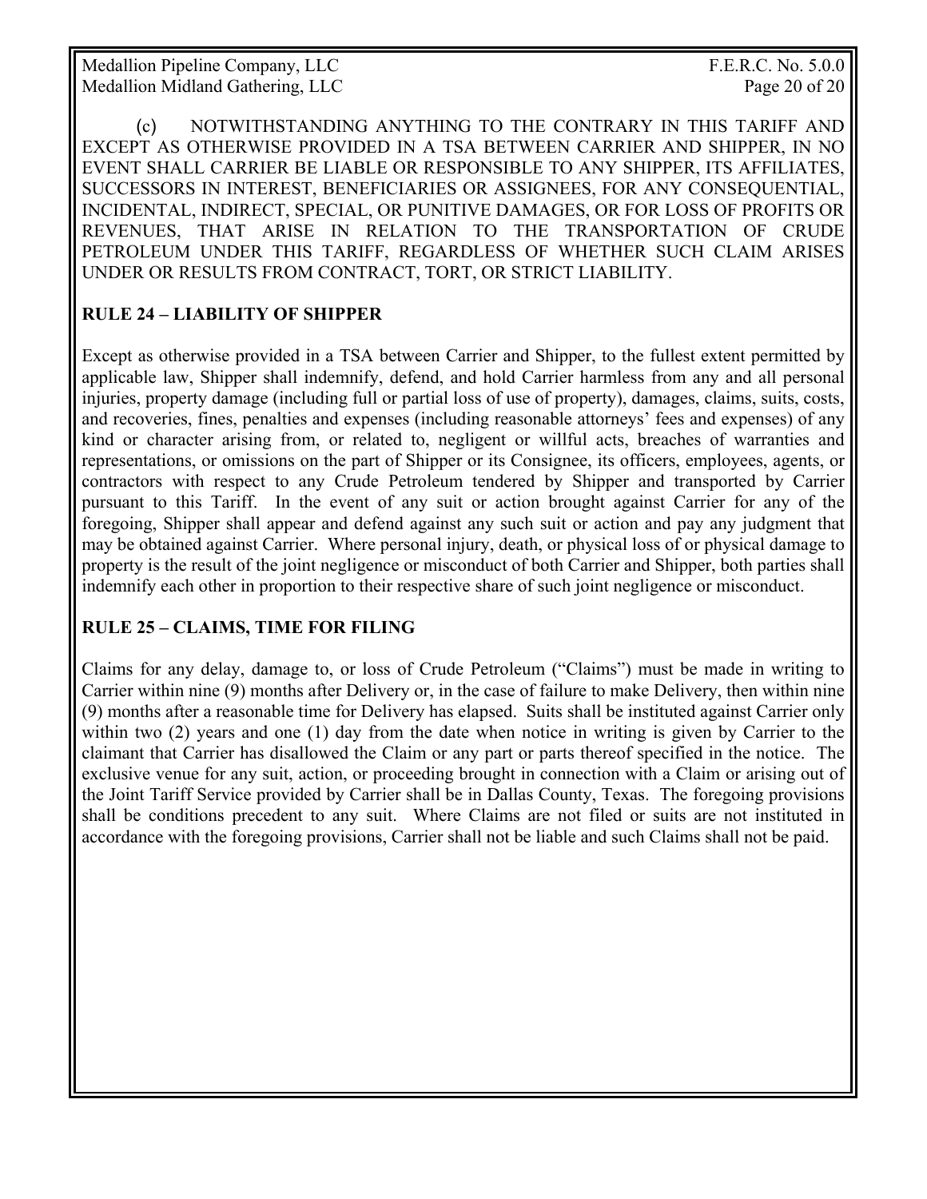(c) NOTWITHSTANDING ANYTHING TO THE CONTRARY IN THIS TARIFF AND EXCEPT AS OTHERWISE PROVIDED IN A TSA BETWEEN CARRIER AND SHIPPER, IN NO EVENT SHALL CARRIER BE LIABLE OR RESPONSIBLE TO ANY SHIPPER, ITS AFFILIATES, SUCCESSORS IN INTEREST, BENEFICIARIES OR ASSIGNEES, FOR ANY CONSEQUENTIAL, INCIDENTAL, INDIRECT, SPECIAL, OR PUNITIVE DAMAGES, OR FOR LOSS OF PROFITS OR REVENUES, THAT ARISE IN RELATION TO THE TRANSPORTATION OF CRUDE PETROLEUM UNDER THIS TARIFF, REGARDLESS OF WHETHER SUCH CLAIM ARISES UNDER OR RESULTS FROM CONTRACT, TORT, OR STRICT LIABILITY.

## RULE 24 – LIABILITY OF SHIPPER

Except as otherwise provided in a TSA between Carrier and Shipper, to the fullest extent permitted by applicable law, Shipper shall indemnify, defend, and hold Carrier harmless from any and all personal injuries, property damage (including full or partial loss of use of property), damages, claims, suits, costs, and recoveries, fines, penalties and expenses (including reasonable attorneys' fees and expenses) of any kind or character arising from, or related to, negligent or willful acts, breaches of warranties and representations, or omissions on the part of Shipper or its Consignee, its officers, employees, agents, or contractors with respect to any Crude Petroleum tendered by Shipper and transported by Carrier pursuant to this Tariff. In the event of any suit or action brought against Carrier for any of the foregoing, Shipper shall appear and defend against any such suit or action and pay any judgment that may be obtained against Carrier. Where personal injury, death, or physical loss of or physical damage to property is the result of the joint negligence or misconduct of both Carrier and Shipper, both parties shall indemnify each other in proportion to their respective share of such joint negligence or misconduct.

## RULE 25 – CLAIMS, TIME FOR FILING

Claims for any delay, damage to, or loss of Crude Petroleum ("Claims") must be made in writing to Carrier within nine (9) months after Delivery or, in the case of failure to make Delivery, then within nine (9) months after a reasonable time for Delivery has elapsed. Suits shall be instituted against Carrier only within two (2) years and one (1) day from the date when notice in writing is given by Carrier to the claimant that Carrier has disallowed the Claim or any part or parts thereof specified in the notice. The exclusive venue for any suit, action, or proceeding brought in connection with a Claim or arising out of the Joint Tariff Service provided by Carrier shall be in Dallas County, Texas. The foregoing provisions shall be conditions precedent to any suit. Where Claims are not filed or suits are not instituted in accordance with the foregoing provisions, Carrier shall not be liable and such Claims shall not be paid.